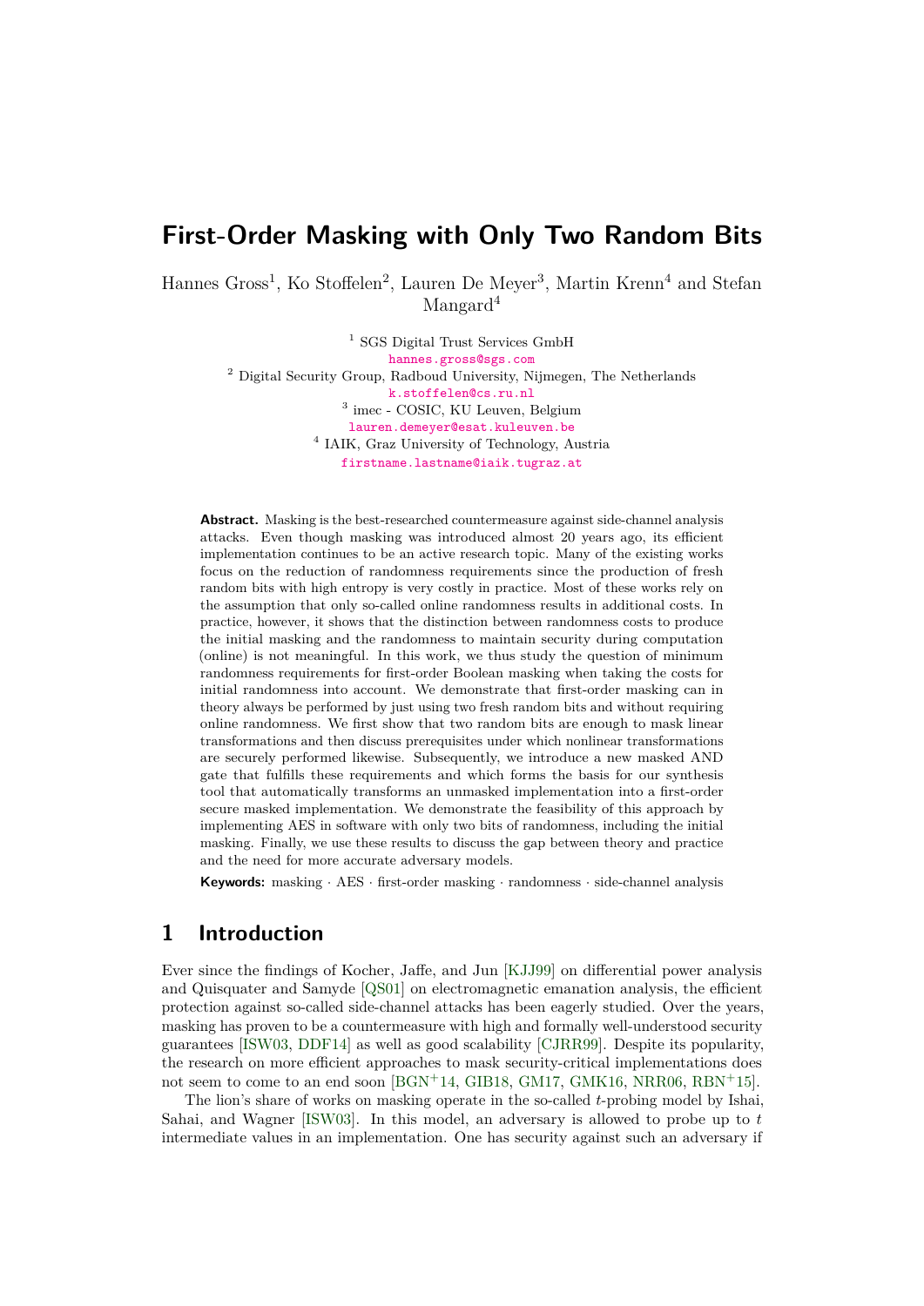# First-Order Masking with Only Two Random Bits

Hannes Gross[1], Ko Stoffelen[2], Lauren De Meyer[3], Martin Krenn[4] and Stefan Mangard[4]

[1] SGS Digital Trust Services GmbH
hannes.gross@sgs.com

[2] Digital Security Group, Radboud University, Nijmegen, The Netherlands
k.stoffelen@cs.ru.nl

[3] imec - COSIC, KU Leuven, Belgium
lauren.demeyer@esat.kuleuven.be

[4] IAIK, Graz University of Technology, Austria
firstname.lastname@iaik.tugraz.at

**Abstract.** Masking is the best-researched countermeasure against side-channel analysis attacks. Even though masking was introduced almost 20 years ago, its efficient implementation continues to be an active research topic. Many of the existing works focus on the reduction of randomness requirements since the production of fresh random bits with high entropy is very costly in practice. Most of these works rely on the assumption that only so-called online randomness results in additional costs. In practice, however, it shows that the distinction between randomness costs to produce the initial masking and the randomness to maintain security during computation (online) is not meaningful. In this work, we thus study the question of minimum randomness requirements for first-order Boolean masking when taking the costs for initial randomness into account. We demonstrate that first-order masking can in theory always be performed by just using two fresh random bits and without requiring online randomness. We first show that two random bits are enough to mask linear transformations and then discuss prerequisites under which nonlinear transformations are securely performed likewise. Subsequently, we introduce a new masked AND gate that fulfills these requirements and which forms the basis for our synthesis tool that automatically transforms an unmasked implementation into a first-order secure masked implementation. We demonstrate the feasibility of this approach by implementing AES in software with only two bits of randomness, including the initial masking. Finally, we use these results to discuss the gap between theory and practice and the need for more accurate adversary models.

**Keywords:** masking · AES · first-order masking · randomness · side-channel analysis

## 1 Introduction

Ever since the findings of Kocher, Jaffe, and Jun [KJJ99] on differential power analysis and Quisquater and Samyde [QS01] on electromagnetic emanation analysis, the efficient protection against so-called side-channel attacks has been eagerly studied. Over the years, masking has proven to be a countermeasure with high and formally well-understood security guarantees [ISW03, DDF14] as well as good scalability [CJRR99]. Despite its popularity, the research on more efficient approaches to mask security-critical implementations does not seem to come to an end soon [BGN+14, GIB18, GM17, GMK16, NRR06, RBN+15].

The lion's share of works on masking operate in the so-called $t$-probing model by Ishai, Sahai, and Wagner [ISW03]. In this model, an adversary is allowed to probe up to $t$ intermediate values in an implementation. One has security against such an adversary if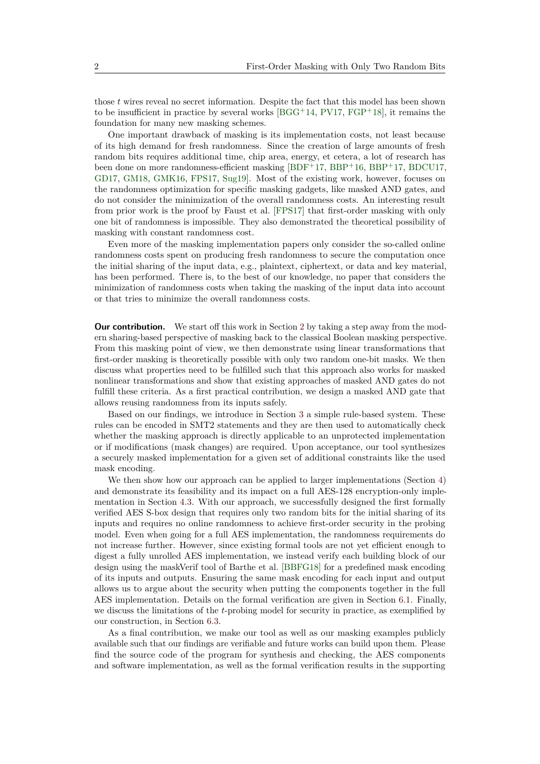those $t$ wires reveal no secret information. Despite the fact that this model has been shown to be insufficient in practice by several works [BGG+14, PV17, FGP+18], it remains the foundation for many new masking schemes.

One important drawback of masking is its implementation costs, not least because of its high demand for fresh randomness. Since the creation of large amounts of fresh random bits requires additional time, chip area, energy, et cetera, a lot of research has been done on more randomness-efficient masking [BDF+17, BBP+16, BBP+17, BDCU17, GD17, GM18, GMK16, FPS17, Sug19]. Most of the existing work, however, focuses on the randomness optimization for specific masking gadgets, like masked AND gates, and do not consider the minimization of the overall randomness costs. An interesting result from prior work is the proof by Faust et al. [FPS17] that first-order masking with only one bit of randomness is impossible. They also demonstrated the theoretical possibility of masking with constant randomness cost.

Even more of the masking implementation papers only consider the so-called online randomness costs spent on producing fresh randomness to secure the computation once the initial sharing of the input data, e.g., plaintext, ciphertext, or data and key material, has been performed. There is, to the best of our knowledge, no paper that considers the minimization of randomness costs when taking the masking of the input data into account or that tries to minimize the overall randomness costs.

**Our contribution.** We start off this work in Section 2 by taking a step away from the modern sharing-based perspective of masking back to the classical Boolean masking perspective. From this masking point of view, we then demonstrate using linear transformations that first-order masking is theoretically possible with only two random one-bit masks. We then discuss what properties need to be fulfilled such that this approach also works for masked nonlinear transformations and show that existing approaches of masked AND gates do not fulfill these criteria. As a first practical contribution, we design a masked AND gate that allows reusing randomness from its inputs safely.

Based on our findings, we introduce in Section 3 a simple rule-based system. These rules can be encoded in SMT2 statements and they are then used to automatically check whether the masking approach is directly applicable to an unprotected implementation or if modifications (mask changes) are required. Upon acceptance, our tool synthesizes a securely masked implementation for a given set of additional constraints like the used mask encoding.

We then show how our approach can be applied to larger implementations (Section 4) and demonstrate its feasibility and its impact on a full AES-128 encryption-only implementation in Section 4.3. With our approach, we successfully designed the first formally verified AES S-box design that requires only two random bits for the initial sharing of its inputs and requires no online randomness to achieve first-order security in the probing model. Even when going for a full AES implementation, the randomness requirements do not increase further. However, since existing formal tools are not yet efficient enough to digest a fully unrolled AES implementation, we instead verify each building block of our design using the maskVerif tool of Barthe et al. [BBFG18] for a predefined mask encoding of its inputs and outputs. Ensuring the same mask encoding for each input and output allows us to argue about the security when putting the components together in the full AES implementation. Details on the formal verification are given in Section 6.1. Finally, we discuss the limitations of the $t$-probing model for security in practice, as exemplified by our construction, in Section 6.3.

As a final contribution, we make our tool as well as our masking examples publicly available such that our findings are verifiable and future works can build upon them. Please find the source code of the program for synthesis and checking, the AES components and software implementation, as well as the formal verification results in the supporting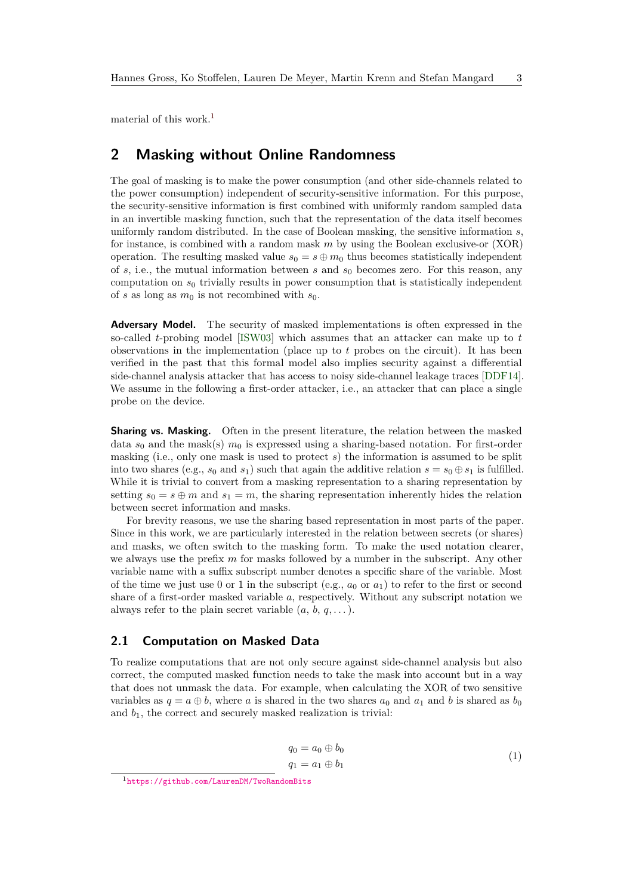material of this work.[1]

## 2 Masking without Online Randomness

The goal of masking is to make the power consumption (and other side-channels related to the power consumption) independent of security-sensitive information. For this purpose, the security-sensitive information is first combined with uniformly random sampled data in an invertible masking function, such that the representation of the data itself becomes uniformly random distributed. In the case of Boolean masking, the sensitive information $s$, for instance, is combined with a random mask $m$ by using the Boolean exclusive-or (XOR) operation. The resulting masked value $s_0 = s \oplus m_0$ thus becomes statistically independent of $s$, i.e., the mutual information between $s$ and $s_0$ becomes zero. For this reason, any computation on $s_0$ trivially results in power consumption that is statistically independent of $s$ as long as $m_0$ is not recombined with $s_0$.

**Adversary Model.** The security of masked implementations is often expressed in the so-called $t$-probing model [ISW03] which assumes that an attacker can make up to $t$ observations in the implementation (place up to $t$ probes on the circuit). It has been verified in the past that this formal model also implies security against a differential side-channel analysis attacker that has access to noisy side-channel leakage traces [DDF14]. We assume in the following a first-order attacker, i.e., an attacker that can place a single probe on the device.

**Sharing vs. Masking.** Often in the present literature, the relation between the masked data $s_0$ and the mask(s) $m_0$ is expressed using a sharing-based notation. For first-order masking (i.e., only one mask is used to protect $s$) the information is assumed to be split into two shares (e.g., $s_0$ and $s_1$) such that again the additive relation $s = s_0 \oplus s_1$ is fulfilled. While it is trivial to convert from a masking representation to a sharing representation by setting $s_0 = s \oplus m$ and $s_1 = m$, the sharing representation inherently hides the relation between secret information and masks.

For brevity reasons, we use the sharing based representation in most parts of the paper. Since in this work, we are particularly interested in the relation between secrets (or shares) and masks, we often switch to the masking form. To make the used notation clearer, we always use the prefix $m$ for masks followed by a number in the subscript. Any other variable name with a suffix subscript number denotes a specific share of the variable. Most of the time we just use 0 or 1 in the subscript (e.g., $a_0$ or $a_1$) to refer to the first or second share of a first-order masked variable $a$, respectively. Without any subscript notation we always refer to the plain secret variable ($a$, $b$, $q, \dots$).

### 2.1 Computation on Masked Data

To realize computations that are not only secure against side-channel analysis but also correct, the computed masked function needs to take the mask into account but in a way that does not unmask the data. For example, when calculating the XOR of two sensitive variables as $q = a \oplus b$, where $a$ is shared in the two shares $a_0$ and $a_1$ and $b$ is shared as $b_0$ and $b_1$, the correct and securely masked realization is trivial:

$$
\begin{aligned}
q_0 &= a_0 \oplus b_0 \\
q_1 &= a_1 \oplus b_1
\end{aligned}
\tag{1}
$$

[1] https://github.com/LaurenDM/TwoRandomBits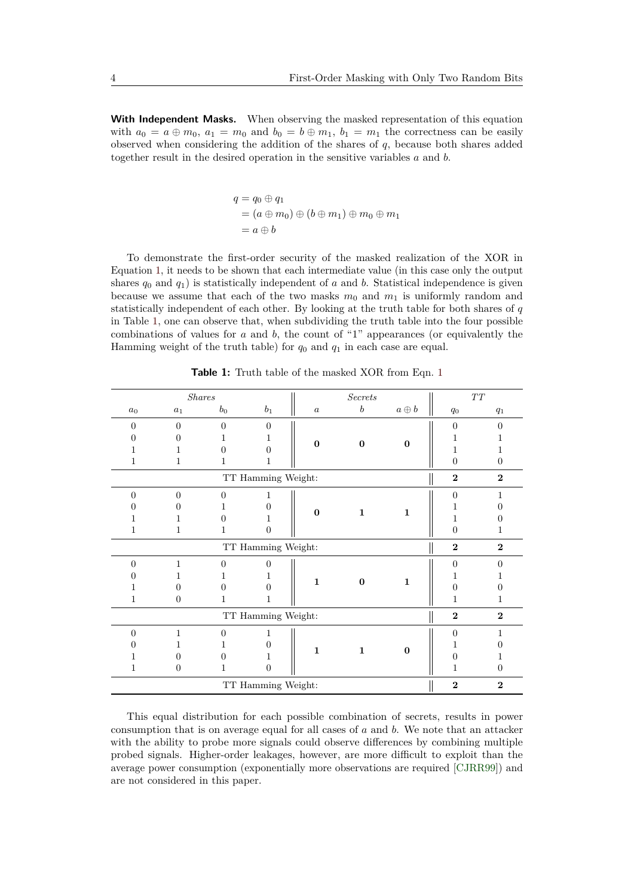**With Independent Masks.** When observing the masked representation of this equation with $a_0 = a \oplus m_0$, $a_1 = m_0$ and $b_0 = b \oplus m_1$, $b_1 = m_1$ the correctness can be easily observed when considering the addition of the shares of $q$, because both shares added together result in the desired operation in the sensitive variables $a$ and $b$.

$$
\begin{aligned}
q &= q_0 \oplus q_1 \\
&= (a \oplus m_0) \oplus (b \oplus m_1) \oplus m_0 \oplus m_1 \\
&= a \oplus b
\end{aligned}
$$

To demonstrate the first-order security of the masked realization of the XOR in Equation 1, it needs to be shown that each intermediate value (in this case only the output shares $q_0$ and $q_1$) is statistically independent of $a$ and $b$. Statistical independence is given because we assume that each of the two masks $m_0$ and $m_1$ is uniformly random and statistically independent of each other. By looking at the truth table for both shares of $q$ in Table 1, one can observe that, when subdividing the truth table into the four possible combinations of values for $a$ and $b$, the count of "1" appearances (or equivalently the Hamming weight of the truth table) for $q_0$ and $q_1$ in each case are equal.

**Table 1:** Truth table of the masked XOR from Eqn. 1

| *Shares* | | | | *Secrets* | | | *TT* | |
|---|---|---|---|---|---|---|---|---|
| $a_0$ | $a_1$ | $b_0$ | $b_1$ | $a$ | $b$ | $a \oplus b$ | $q_0$ | $q_1$ |
| 0 | 0 | 0 | 0 | **0** | **0** | **0** | 0 | 0 |
| 0 | 0 | 1 | 1 | | | | 1 | 1 |
| 1 | 1 | 0 | 0 | | | | 1 | 1 |
| 1 | 1 | 1 | 1 | | | | 0 | 0 |
| TT Hamming Weight: | | | | | | | **2** | **2** |
| 0 | 0 | 0 | 1 | **0** | **1** | **1** | 0 | 1 |
| 0 | 0 | 1 | 0 | | | | 1 | 0 |
| 1 | 1 | 0 | 1 | | | | 1 | 0 |
| 1 | 1 | 1 | 0 | | | | 0 | 1 |
| TT Hamming Weight: | | | | | | | **2** | **2** |
| 0 | 1 | 0 | 0 | **1** | **0** | **1** | 0 | 0 |
| 0 | 1 | 1 | 1 | | | | 1 | 1 |
| 1 | 0 | 0 | 0 | | | | 0 | 0 |
| 1 | 0 | 1 | 1 | | | | 1 | 1 |
| TT Hamming Weight: | | | | | | | **2** | **2** |
| 0 | 1 | 0 | 1 | **1** | **1** | **0** | 0 | 1 |
| 0 | 1 | 1 | 0 | | | | 1 | 0 |
| 1 | 0 | 0 | 1 | | | | 0 | 1 |
| 1 | 0 | 1 | 0 | | | | 1 | 0 |
| TT Hamming Weight: | | | | | | | **2** | **2** |

This equal distribution for each possible combination of secrets, results in power consumption that is on average equal for all cases of $a$ and $b$. We note that an attacker with the ability to probe more signals could observe differences by combining multiple probed signals. Higher-order leakages, however, are more difficult to exploit than the average power consumption (exponentially more observations are required [CJRR99]) and are not considered in this paper.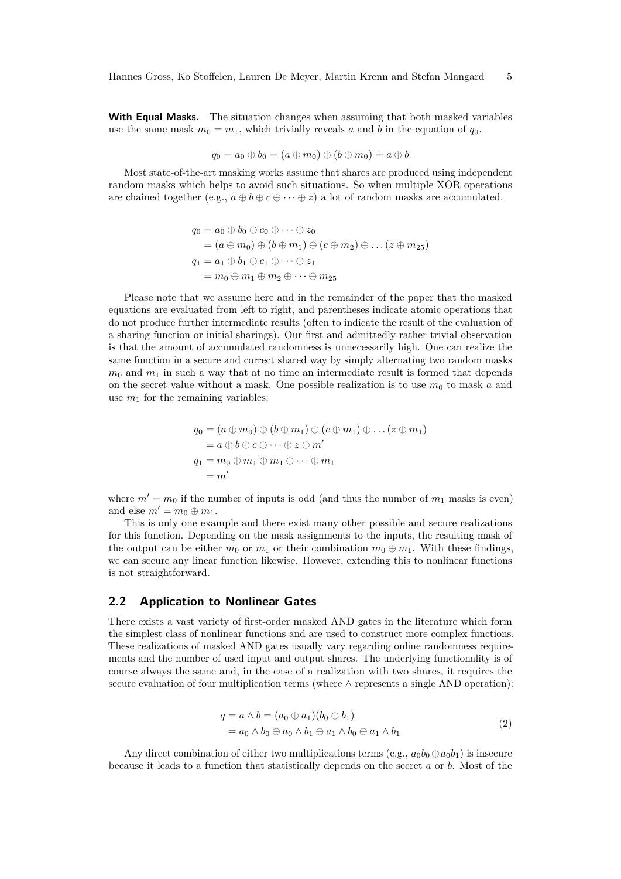**With Equal Masks.** The situation changes when assuming that both masked variables use the same mask $m_0 = m_1$, which trivially reveals $a$ and $b$ in the equation of $q_0$.

$$q_0 = a_0 \oplus b_0 = (a \oplus m_0) \oplus (b \oplus m_0) = a \oplus b$$

Most state-of-the-art masking works assume that shares are produced using independent random masks which helps to avoid such situations. So when multiple XOR operations are chained together (e.g., $a \oplus b \oplus c \oplus \cdots \oplus z$) a lot of random masks are accumulated.

$$\begin{aligned}
q_0 &= a_0 \oplus b_0 \oplus c_0 \oplus \cdots \oplus z_0 \\
&= (a \oplus m_0) \oplus (b \oplus m_1) \oplus (c \oplus m_2) \oplus \ldots (z \oplus m_{25}) \\
q_1 &= a_1 \oplus b_1 \oplus c_1 \oplus \cdots \oplus z_1 \\
&= m_0 \oplus m_1 \oplus m_2 \oplus \cdots \oplus m_{25}
\end{aligned}$$

Please note that we assume here and in the remainder of the paper that the masked equations are evaluated from left to right, and parentheses indicate atomic operations that do not produce further intermediate results (often to indicate the result of the evaluation of a sharing function or initial sharings). Our first and admittedly rather trivial observation is that the amount of accumulated randomness is unnecessarily high. One can realize the same function in a secure and correct shared way by simply alternating two random masks $m_0$ and $m_1$ in such a way that at no time an intermediate result is formed that depends on the secret value without a mask. One possible realization is to use $m_0$ to mask $a$ and use $m_1$ for the remaining variables:

$$\begin{aligned}
q_0 &= (a \oplus m_0) \oplus (b \oplus m_1) \oplus (c \oplus m_1) \oplus \ldots (z \oplus m_1) \\
&= a \oplus b \oplus c \oplus \cdots \oplus z \oplus m' \\
q_1 &= m_0 \oplus m_1 \oplus m_1 \oplus \cdots \oplus m_1 \\
&= m'
\end{aligned}$$

where $m' = m_0$ if the number of inputs is odd (and thus the number of $m_1$ masks is even) and else $m' = m_0 \oplus m_1$.

This is only one example and there exist many other possible and secure realizations for this function. Depending on the mask assignments to the inputs, the resulting mask of the output can be either $m_0$ or $m_1$ or their combination $m_0 \oplus m_1$. With these findings, we can secure any linear function likewise. However, extending this to nonlinear functions is not straightforward.

## 2.2 Application to Nonlinear Gates

There exists a vast variety of first-order masked AND gates in the literature which form the simplest class of nonlinear functions and are used to construct more complex functions. These realizations of masked AND gates usually vary regarding online randomness requirements and the number of used input and output shares. The underlying functionality is of course always the same and, in the case of a realization with two shares, it requires the secure evaluation of four multiplication terms (where $\wedge$ represents a single AND operation):

$$\begin{aligned}
q = a \wedge b &= (a_0 \oplus a_1)(b_0 \oplus b_1) \\
&= a_0 \wedge b_0 \oplus a_0 \wedge b_1 \oplus a_1 \wedge b_0 \oplus a_1 \wedge b_1
\end{aligned} \tag{2}$$

Any direct combination of either two multiplications terms (e.g., $a_0b_0 \oplus a_0b_1$) is insecure because it leads to a function that statistically depends on the secret $a$ or $b$. Most of the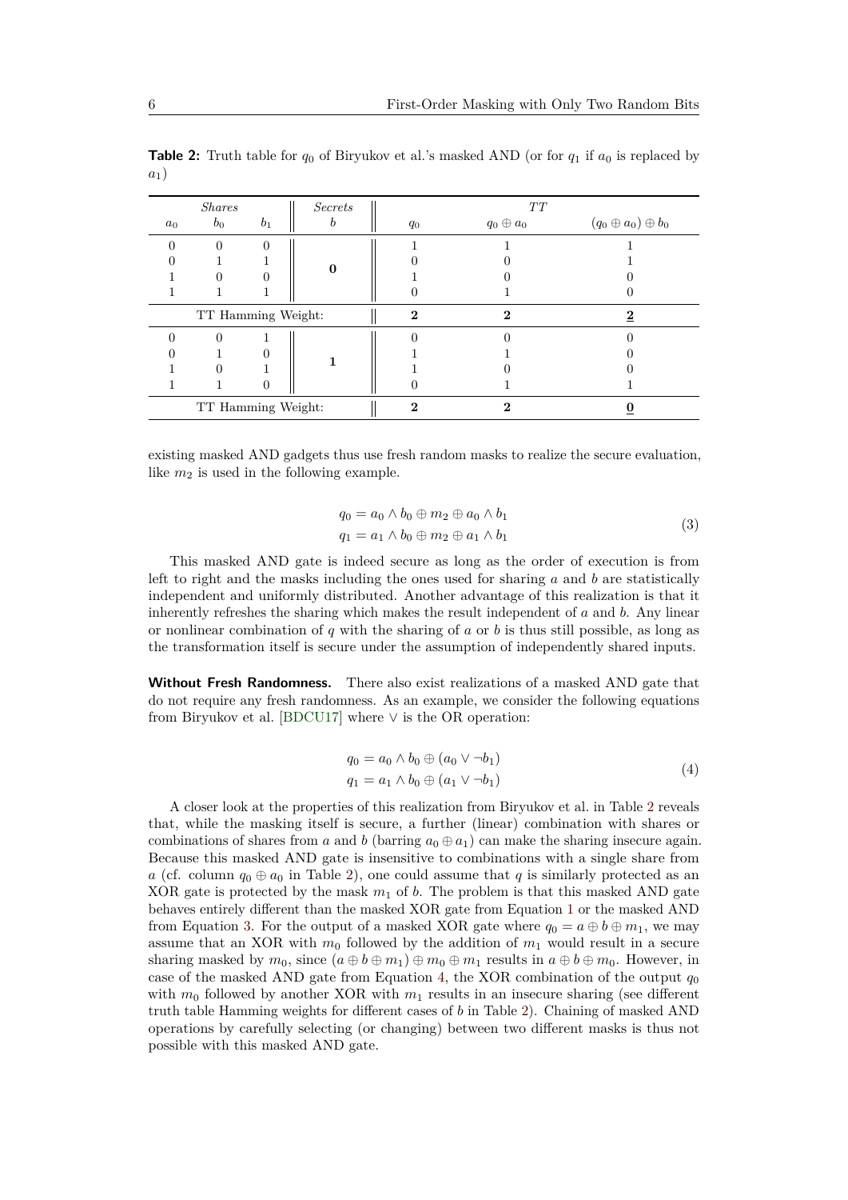**Table 2:** Truth table for $q_0$ of Biryukov et al.'s masked AND (or for $q_1$ if $a_0$ is replaced by $a_1$)

| *Shares* | | | *Secrets* | *TT* | | |
|---|---|---|---|---|---|---|
| $a_0$ | $b_0$ | $b_1$ | $b$ | $q_0$ | $q_0 \oplus a_0$ | $(q_0 \oplus a_0) \oplus b_0$ |
| 0 | 0 | 0 | **0** | 1 | 1 | 1 |
| 0 | 1 | 1 | | 0 | 0 | 1 |
| 1 | 0 | 0 | | 1 | 0 | 0 |
| 1 | 1 | 1 | | 0 | 1 | 0 |
| TT Hamming Weight: | | | | **2** | **2** | <u>**2**</u> |
| 0 | 0 | 1 | **1** | 0 | 0 | 0 |
| 0 | 1 | 0 | | 1 | 1 | 0 |
| 1 | 0 | 1 | | 1 | 0 | 0 |
| 1 | 1 | 0 | | 0 | 1 | 1 |
| TT Hamming Weight: | | | | **2** | **2** | <u>**0**</u> |

existing masked AND gadgets thus use fresh random masks to realize the secure evaluation, like $m_2$ is used in the following example.

$$
\begin{aligned}
q_0 &= a_0 \wedge b_0 \oplus m_2 \oplus a_0 \wedge b_1 \\
q_1 &= a_1 \wedge b_0 \oplus m_2 \oplus a_1 \wedge b_1
\end{aligned}
\tag{3}
$$

This masked AND gate is indeed secure as long as the order of execution is from left to right and the masks including the ones used for sharing $a$ and $b$ are statistically independent and uniformly distributed. Another advantage of this realization is that it inherently refreshes the sharing which makes the result independent of $a$ and $b$. Any linear or nonlinear combination of $q$ with the sharing of $a$ or $b$ is thus still possible, as long as the transformation itself is secure under the assumption of independently shared inputs.

**Without Fresh Randomness.** There also exist realizations of a masked AND gate that do not require any fresh randomness. As an example, we consider the following equations from Biryukov et al. [BDCU17] where $\vee$ is the OR operation:

$$
\begin{aligned}
q_0 &= a_0 \wedge b_0 \oplus (a_0 \vee \neg b_1) \\
q_1 &= a_1 \wedge b_0 \oplus (a_1 \vee \neg b_1)
\end{aligned}
\tag{4}
$$

A closer look at the properties of this realization from Biryukov et al. in Table 2 reveals that, while the masking itself is secure, a further (linear) combination with shares or combinations of shares from $a$ and $b$ (barring $a_0 \oplus a_1$) can make the sharing insecure again. Because this masked AND gate is insensitive to combinations with a single share from $a$ (cf. column $q_0 \oplus a_0$ in Table 2), one could assume that $q$ is similarly protected as an XOR gate is protected by the mask $m_1$ of $b$. The problem is that this masked AND gate behaves entirely different than the masked XOR gate from Equation 1 or the masked AND from Equation 3. For the output of a masked XOR gate where $q_0 = a \oplus b \oplus m_1$, we may assume that an XOR with $m_0$ followed by the addition of $m_1$ would result in a secure sharing masked by $m_0$, since $(a \oplus b \oplus m_1) \oplus m_0 \oplus m_1$ results in $a \oplus b \oplus m_0$. However, in case of the masked AND gate from Equation 4, the XOR combination of the output $q_0$ with $m_0$ followed by another XOR with $m_1$ results in an insecure sharing (see different truth table Hamming weights for different cases of $b$ in Table 2). Chaining of masked AND operations by carefully selecting (or changing) between two different masks is thus not possible with this masked AND gate.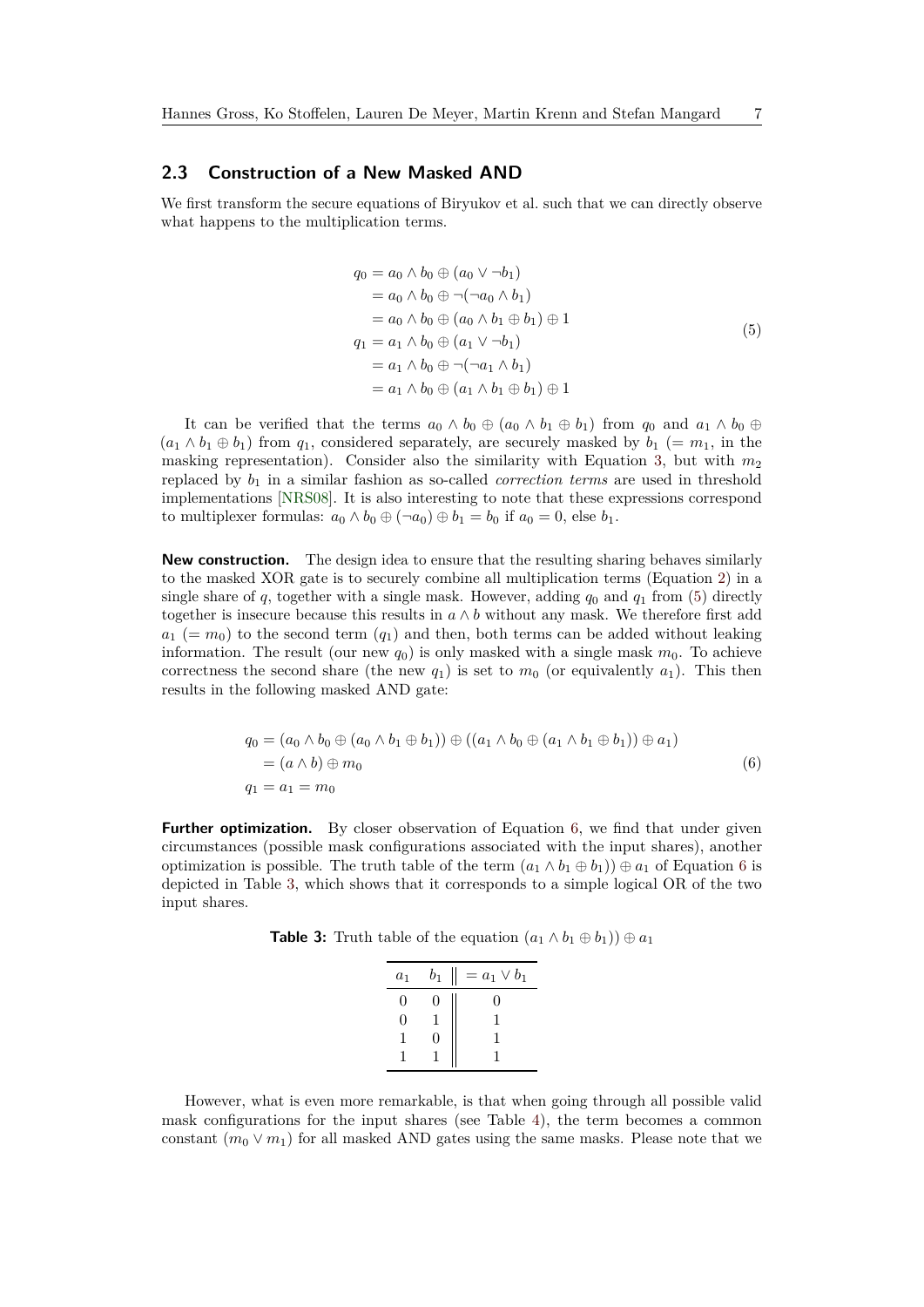## 2.3 Construction of a New Masked AND

We first transform the secure equations of Biryukov et al. such that we can directly observe what happens to the multiplication terms.

$$
\begin{aligned}
q_0 &= a_0 \wedge b_0 \oplus (a_0 \vee \neg b_1) \\
&= a_0 \wedge b_0 \oplus \neg(\neg a_0 \wedge b_1) \\
&= a_0 \wedge b_0 \oplus (a_0 \wedge b_1 \oplus b_1) \oplus 1 \\
q_1 &= a_1 \wedge b_0 \oplus (a_1 \vee \neg b_1) \\
&= a_1 \wedge b_0 \oplus \neg(\neg a_1 \wedge b_1) \\
&= a_1 \wedge b_0 \oplus (a_1 \wedge b_1 \oplus b_1) \oplus 1
\end{aligned}
\tag{5}
$$

It can be verified that the terms $a_0 \wedge b_0 \oplus (a_0 \wedge b_1 \oplus b_1)$ from $q_0$ and $a_1 \wedge b_0 \oplus (a_1 \wedge b_1 \oplus b_1)$ from $q_1$, considered separately, are securely masked by $b_1$ ($= m_1$, in the masking representation). Consider also the similarity with Equation 3, but with $m_2$ replaced by $b_1$ in a similar fashion as so-called *correction terms* are used in threshold implementations [NRS08]. It is also interesting to note that these expressions correspond to multiplexer formulas: $a_0 \wedge b_0 \oplus (\neg a_0) \oplus b_1 = b_0$ if $a_0 = 0$, else $b_1$.

**New construction.** The design idea to ensure that the resulting sharing behaves similarly to the masked XOR gate is to securely combine all multiplication terms (Equation 2) in a single share of $q$, together with a single mask. However, adding $q_0$ and $q_1$ from (5) directly together is insecure because this results in $a \wedge b$ without any mask. We therefore first add $a_1$ ($= m_0$) to the second term ($q_1$) and then, both terms can be added without leaking information. The result (our new $q_0$) is only masked with a single mask $m_0$. To achieve correctness the second share (the new $q_1$) is set to $m_0$ (or equivalently $a_1$). This then results in the following masked AND gate:

$$
\begin{aligned}
q_0 &= (a_0 \wedge b_0 \oplus (a_0 \wedge b_1 \oplus b_1)) \oplus ((a_1 \wedge b_0 \oplus (a_1 \wedge b_1 \oplus b_1)) \oplus a_1) \\
&= (a \wedge b) \oplus m_0 \\
q_1 &= a_1 = m_0
\end{aligned}
\tag{6}
$$

**Further optimization.** By closer observation of Equation 6, we find that under given circumstances (possible mask configurations associated with the input shares), another optimization is possible. The truth table of the term $(a_1 \wedge b_1 \oplus b_1)) \oplus a_1$ of Equation 6 is depicted in Table 3, which shows that it corresponds to a simple logical OR of the two input shares.

**Table 3:** Truth table of the equation $(a_1 \wedge b_1 \oplus b_1)) \oplus a_1$

| $a_1$ | $b_1$ | $= a_1 \vee b_1$ |
|---|---|---|
| 0 | 0 | 0 |
| 0 | 1 | 1 |
| 1 | 0 | 1 |
| 1 | 1 | 1 |

However, what is even more remarkable, is that when going through all possible valid mask configurations for the input shares (see Table 4), the term becomes a common constant ($m_0 \vee m_1$) for all masked AND gates using the same masks. Please note that we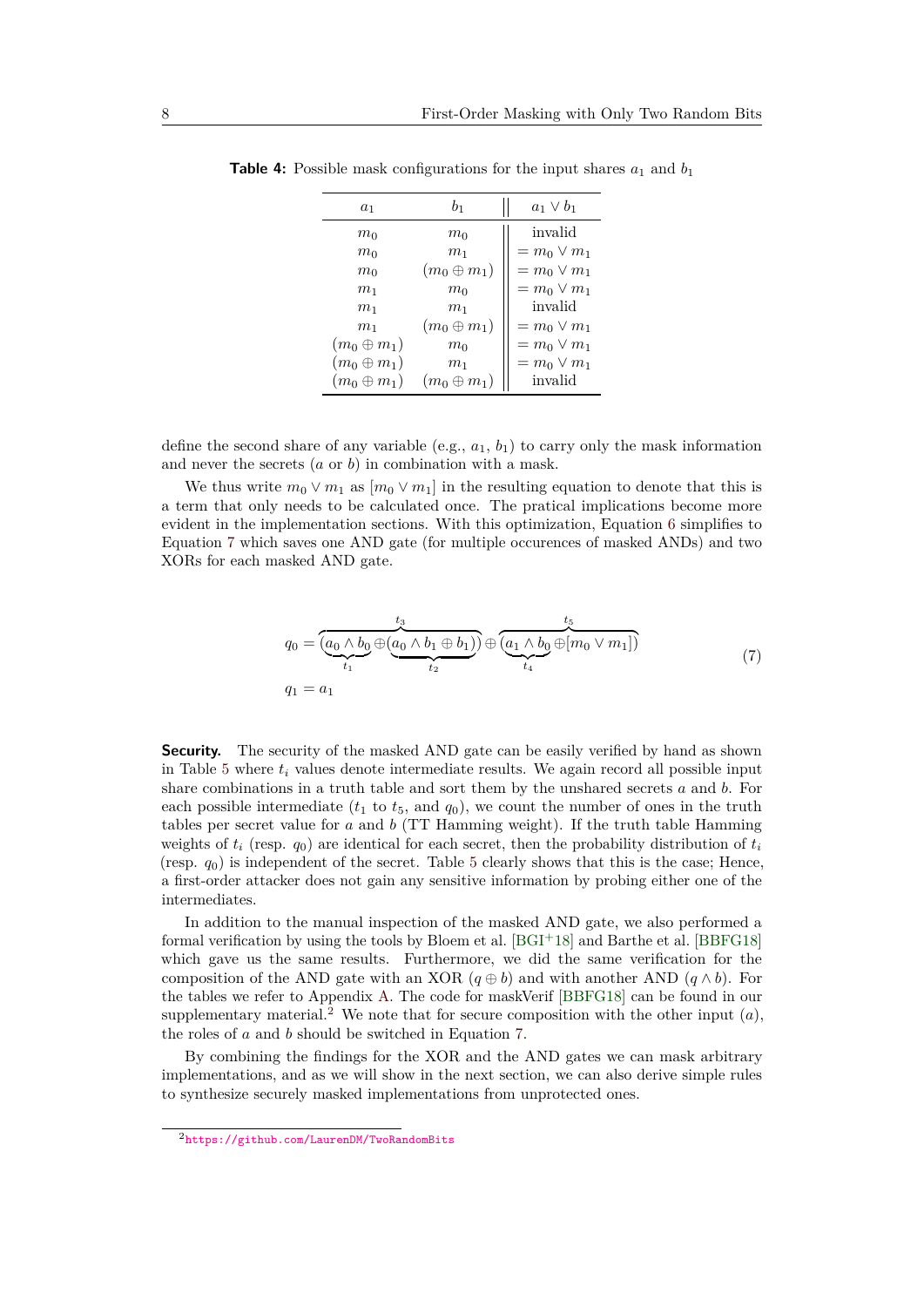**Table 4:** Possible mask configurations for the input shares $a_1$ and $b_1$

| $a_1$ | $b_1$ | $a_1 \vee b_1$ |
|---|---|---|
| $m_0$ | $m_0$ | invalid |
| $m_0$ | $m_1$ | $= m_0 \vee m_1$ |
| $m_0$ | $(m_0 \oplus m_1)$ | $= m_0 \vee m_1$ |
| $m_1$ | $m_0$ | $= m_0 \vee m_1$ |
| $m_1$ | $m_1$ | invalid |
| $m_1$ | $(m_0 \oplus m_1)$ | $= m_0 \vee m_1$ |
| $(m_0 \oplus m_1)$ | $m_0$ | $= m_0 \vee m_1$ |
| $(m_0 \oplus m_1)$ | $m_1$ | $= m_0 \vee m_1$ |
| $(m_0 \oplus m_1)$ | $(m_0 \oplus m_1)$ | invalid |

define the second share of any variable (e.g., $a_1$, $b_1$) to carry only the mask information and never the secrets ($a$ or $b$) in combination with a mask.

We thus write $m_0 \vee m_1$ as $[m_0 \vee m_1]$ in the resulting equation to denote that this is a term that only needs to be calculated once. The pratical implications become more evident in the implementation sections. With this optimization, Equation 6 simplifies to Equation 7 which saves one AND gate (for multiple occurences of masked ANDs) and two XORs for each masked AND gate.

$$
\begin{aligned}
q_0 &= \overbrace{(\underbrace{a_0 \wedge b_0}_{t_1} \oplus \underbrace{(a_0 \wedge b_1 \oplus b_1)}_{t_2})}^{t_3} \oplus \overbrace{(\underbrace{a_1 \wedge b_0}_{t_4} \oplus [m_0 \vee m_1])}^{t_5} \\
q_1 &= a_1
\end{aligned}
\tag{7}
$$

**Security.** The security of the masked AND gate can be easily verified by hand as shown in Table 5 where $t_i$ values denote intermediate results. We again record all possible input share combinations in a truth table and sort them by the unshared secrets $a$ and $b$. For each possible intermediate ($t_1$ to $t_5$, and $q_0$), we count the number of ones in the truth tables per secret value for $a$ and $b$ (TT Hamming weight). If the truth table Hamming weights of $t_i$ (resp. $q_0$) are identical for each secret, then the probability distribution of $t_i$ (resp. $q_0$) is independent of the secret. Table 5 clearly shows that this is the case; Hence, a first-order attacker does not gain any sensitive information by probing either one of the intermediates.

In addition to the manual inspection of the masked AND gate, we also performed a formal verification by using the tools by Bloem et al. [BGI+18] and Barthe et al. [BBFG18] which gave us the same results. Furthermore, we did the same verification for the composition of the AND gate with an XOR ($q \oplus b$) and with another AND ($q \wedge b$). For the tables we refer to Appendix A. The code for maskVerif [BBFG18] can be found in our supplementary material.[2] We note that for secure composition with the other input ($a$), the roles of $a$ and $b$ should be switched in Equation 7.

By combining the findings for the XOR and the AND gates we can mask arbitrary implementations, and as we will show in the next section, we can also derive simple rules to synthesize securely masked implementations from unprotected ones.

[2] https://github.com/LaurenDM/TwoRandomBits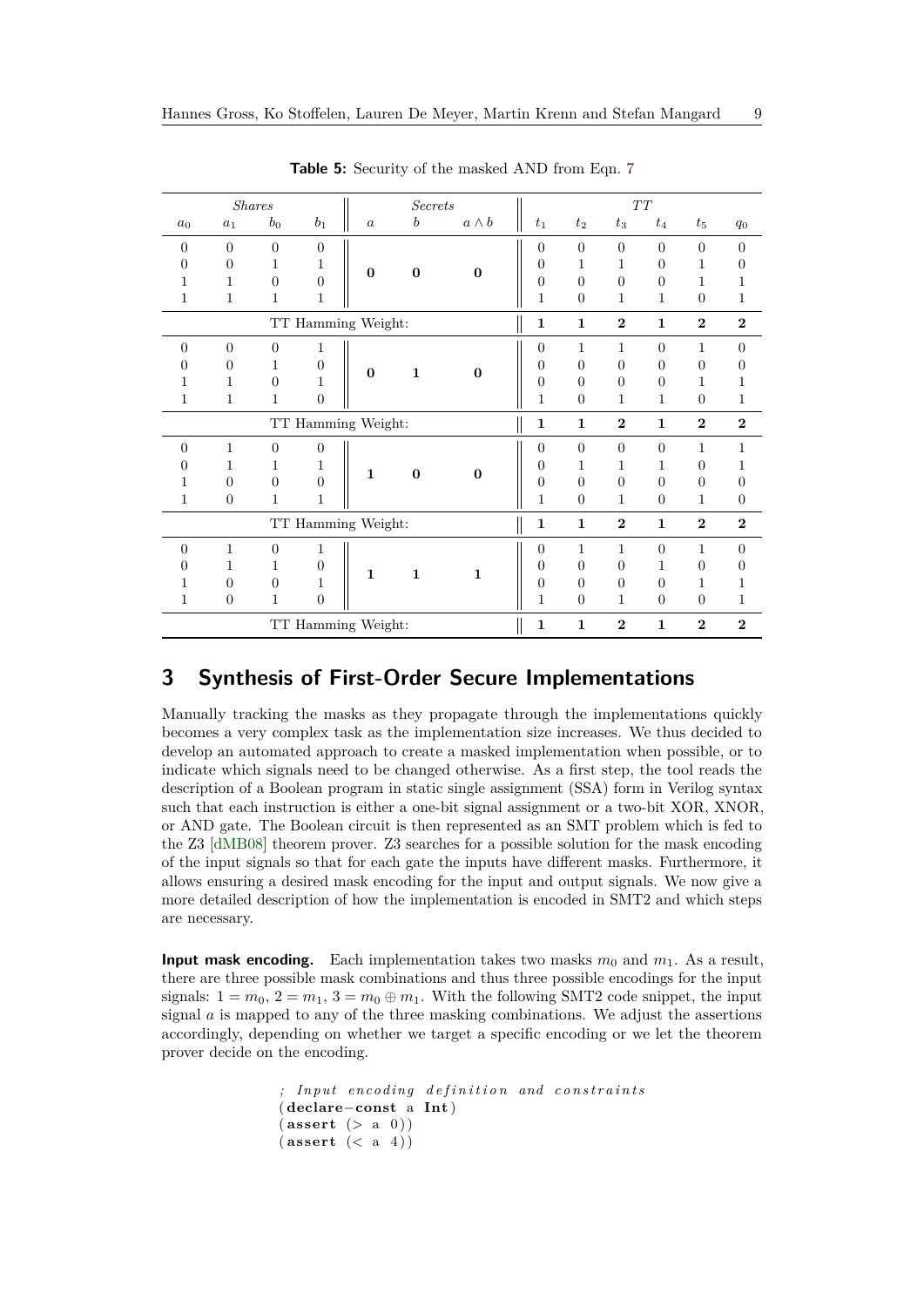**Table 5:** Security of the masked AND from Eqn. 7

| *Shares* | | | | *Secrets* | | | *TT* | | | | | |
|---|---|---|---|---|---|---|---|---|---|---|---|---|
| $a_0$ | $a_1$ | $b_0$ | $b_1$ | $a$ | $b$ | $a \wedge b$ | $t_1$ | $t_2$ | $t_3$ | $t_4$ | $t_5$ | $q_0$ |
| 0 | 0 | 0 | 0 | | | | 0 | 0 | 0 | 0 | 0 | 0 |
| 0 | 0 | 1 | 1 | **0** | **0** | **0** | 0 | 1 | 1 | 0 | 1 | 0 |
| 1 | 1 | 0 | 0 | | | | 0 | 0 | 0 | 0 | 1 | 1 |
| 1 | 1 | 1 | 1 | | | | 1 | 0 | 1 | 1 | 0 | 1 |
| TT Hamming Weight: | | | | | | | **1** | **1** | **2** | **1** | **2** | **2** |
| 0 | 0 | 0 | 1 | | | | 0 | 1 | 1 | 0 | 1 | 0 |
| 0 | 0 | 1 | 0 | **0** | **1** | **0** | 0 | 0 | 0 | 0 | 0 | 0 |
| 1 | 1 | 0 | 1 | | | | 0 | 0 | 0 | 0 | 1 | 1 |
| 1 | 1 | 1 | 0 | | | | 1 | 0 | 1 | 1 | 0 | 1 |
| TT Hamming Weight: | | | | | | | **1** | **1** | **2** | **1** | **2** | **2** |
| 0 | 1 | 0 | 0 | | | | 0 | 0 | 0 | 0 | 1 | 1 |
| 0 | 1 | 1 | 1 | **1** | **0** | **0** | 0 | 1 | 1 | 1 | 0 | 1 |
| 1 | 0 | 0 | 0 | | | | 0 | 0 | 0 | 0 | 0 | 0 |
| 1 | 0 | 1 | 1 | | | | 1 | 0 | 1 | 0 | 1 | 0 |
| TT Hamming Weight: | | | | | | | **1** | **1** | **2** | **1** | **2** | **2** |
| 0 | 1 | 0 | 1 | | | | 0 | 1 | 1 | 0 | 1 | 0 |
| 0 | 1 | 1 | 0 | **1** | **1** | **1** | 0 | 0 | 0 | 1 | 0 | 0 |
| 1 | 0 | 0 | 1 | | | | 0 | 0 | 0 | 0 | 1 | 1 |
| 1 | 0 | 1 | 0 | | | | 1 | 0 | 1 | 0 | 0 | 1 |
| TT Hamming Weight: | | | | | | | **1** | **1** | **2** | **1** | **2** | **2** |

## 3 Synthesis of First-Order Secure Implementations

Manually tracking the masks as they propagate through the implementations quickly becomes a very complex task as the implementation size increases. We thus decided to develop an automated approach to create a masked implementation when possible, or to indicate which signals need to be changed otherwise. As a first step, the tool reads the description of a Boolean program in static single assignment (SSA) form in Verilog syntax such that each instruction is either a one-bit signal assignment or a two-bit XOR, XNOR, or AND gate. The Boolean circuit is then represented as an SMT problem which is fed to the Z3 [dMB08] theorem prover. Z3 searches for a possible solution for the mask encoding of the input signals so that for each gate the inputs have different masks. Furthermore, it allows ensuring a desired mask encoding for the input and output signals. We now give a more detailed description of how the implementation is encoded in SMT2 and which steps are necessary.

**Input mask encoding.** Each implementation takes two masks $m_0$ and $m_1$. As a result, there are three possible mask combinations and thus three possible encodings for the input signals: $1 = m_0$, $2 = m_1$, $3 = m_0 \oplus m_1$. With the following SMT2 code snippet, the input signal $a$ is mapped to any of the three masking combinations. We adjust the assertions accordingly, depending on whether we target a specific encoding or we let the theorem prover decide on the encoding.

```
; Input encoding definition and constraints
(declare-const a Int)
(assert (> a 0))
(assert (< a 4))
```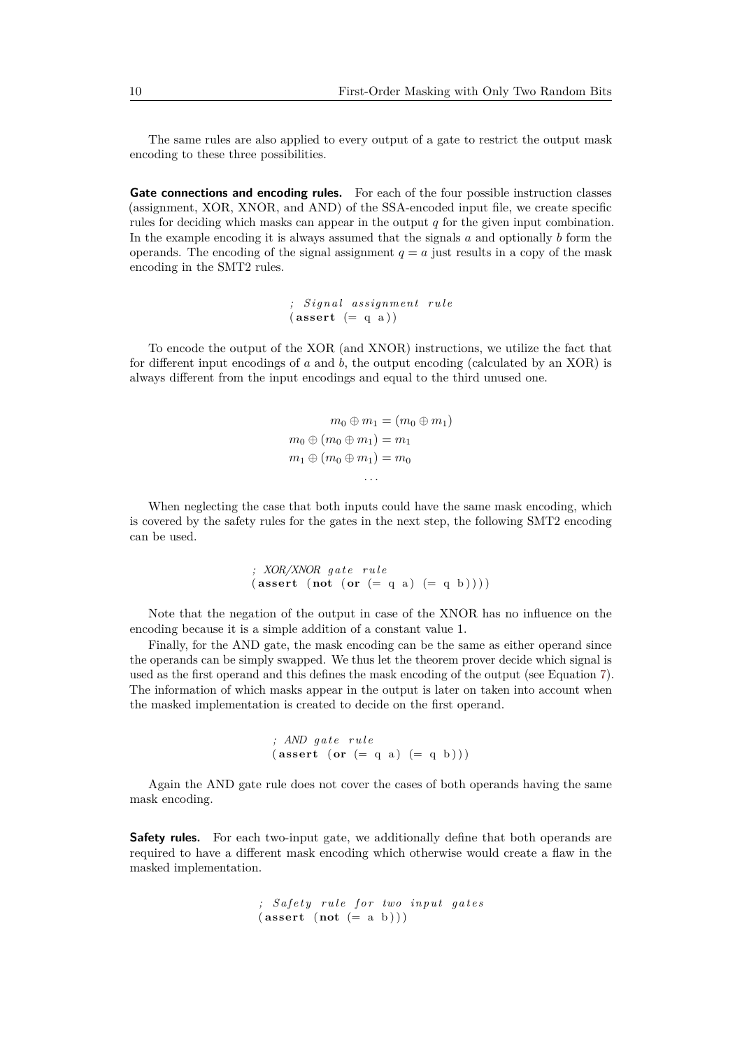The same rules are also applied to every output of a gate to restrict the output mask encoding to these three possibilities.

**Gate connections and encoding rules.** For each of the four possible instruction classes (assignment, XOR, XNOR, and AND) of the SSA-encoded input file, we create specific rules for deciding which masks can appear in the output $q$ for the given input combination. In the example encoding it is always assumed that the signals $a$ and optionally $b$ form the operands. The encoding of the signal assignment $q = a$ just results in a copy of the mask encoding in the SMT2 rules.

```
; Signal assignment rule
(assert (= q a))
```

To encode the output of the XOR (and XNOR) instructions, we utilize the fact that for different input encodings of $a$ and $b$, the output encoding (calculated by an XOR) is always different from the input encodings and equal to the third unused one.

$$
\begin{aligned}
m_0 \oplus m_1 &= (m_0 \oplus m_1) \\
m_0 \oplus (m_0 \oplus m_1) &= m_1 \\
m_1 \oplus (m_0 \oplus m_1) &= m_0 \\
&\dots
\end{aligned}
$$

When neglecting the case that both inputs could have the same mask encoding, which is covered by the safety rules for the gates in the next step, the following SMT2 encoding can be used.

```
; XOR/XNOR gate rule
(assert (not (or (= q a) (= q b))))
```

Note that the negation of the output in case of the XNOR has no influence on the encoding because it is a simple addition of a constant value 1.

Finally, for the AND gate, the mask encoding can be the same as either operand since the operands can be simply swapped. We thus let the theorem prover decide which signal is used as the first operand and this defines the mask encoding of the output (see Equation 7). The information of which masks appear in the output is later on taken into account when the masked implementation is created to decide on the first operand.

```
; AND gate rule
(assert (or (= q a) (= q b)))
```

Again the AND gate rule does not cover the cases of both operands having the same mask encoding.

**Safety rules.** For each two-input gate, we additionally define that both operands are required to have a different mask encoding which otherwise would create a flaw in the masked implementation.

```
; Safety rule for two input gates
(assert (not (= a b)))
```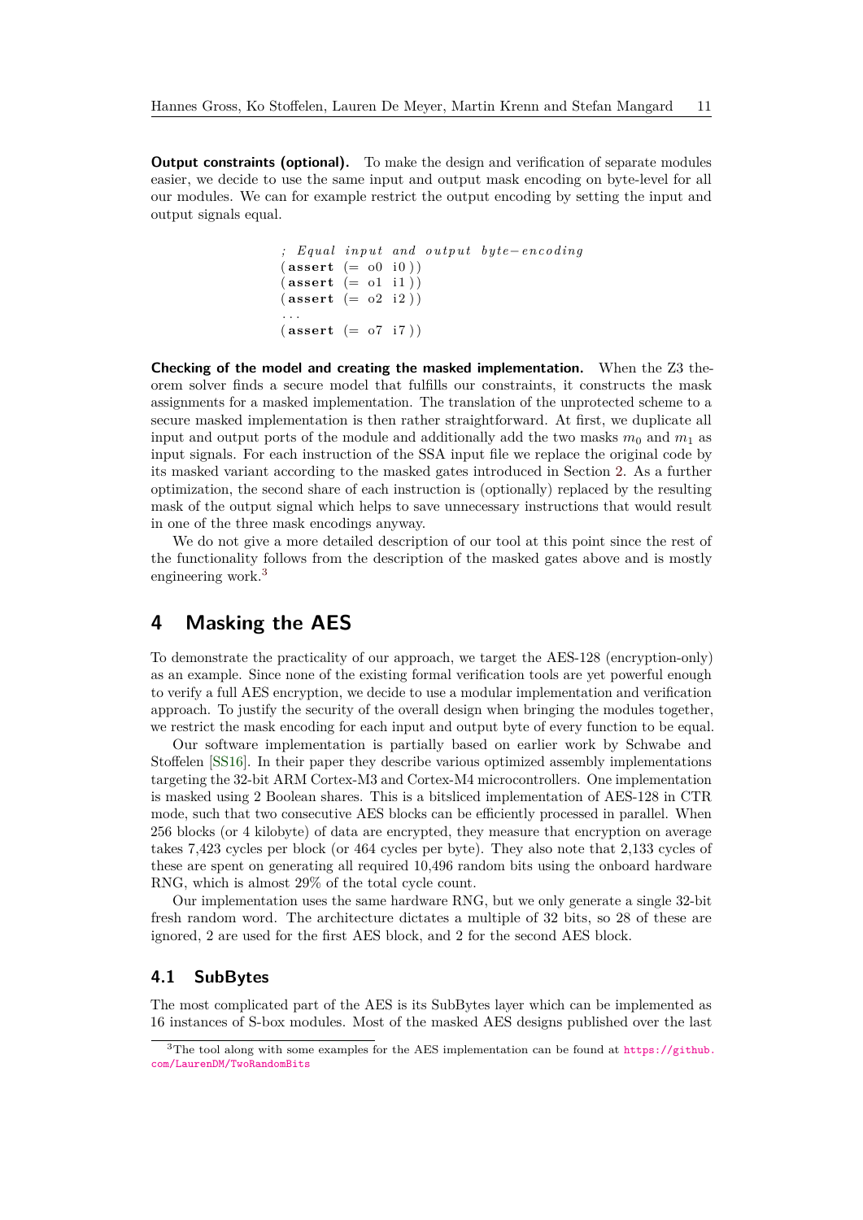**Output constraints (optional).** To make the design and verification of separate modules easier, we decide to use the same input and output mask encoding on byte-level for all our modules. We can for example restrict the output encoding by setting the input and output signals equal.

```
; Equal input and output byte-encoding
(assert (= o0 i0))
(assert (= o1 i1))
(assert (= o2 i2))
...
(assert (= o7 i7))
```

**Checking of the model and creating the masked implementation.** When the Z3 theorem solver finds a secure model that fulfills our constraints, it constructs the mask assignments for a masked implementation. The translation of the unprotected scheme to a secure masked implementation is then rather straightforward. At first, we duplicate all input and output ports of the module and additionally add the two masks $m_0$ and $m_1$ as input signals. For each instruction of the SSA input file we replace the original code by its masked variant according to the masked gates introduced in Section 2. As a further optimization, the second share of each instruction is (optionally) replaced by the resulting mask of the output signal which helps to save unnecessary instructions that would result in one of the three mask encodings anyway.

We do not give a more detailed description of our tool at this point since the rest of the functionality follows from the description of the masked gates above and is mostly engineering work.[3]

## 4 Masking the AES

To demonstrate the practicality of our approach, we target the AES-128 (encryption-only) as an example. Since none of the existing formal verification tools are yet powerful enough to verify a full AES encryption, we decide to use a modular implementation and verification approach. To justify the security of the overall design when bringing the modules together, we restrict the mask encoding for each input and output byte of every function to be equal.

Our software implementation is partially based on earlier work by Schwabe and Stoffelen [SS16]. In their paper they describe various optimized assembly implementations targeting the 32-bit ARM Cortex-M3 and Cortex-M4 microcontrollers. One implementation is masked using 2 Boolean shares. This is a bitsliced implementation of AES-128 in CTR mode, such that two consecutive AES blocks can be efficiently processed in parallel. When 256 blocks (or 4 kilobyte) of data are encrypted, they measure that encryption on average takes 7,423 cycles per block (or 464 cycles per byte). They also note that 2,133 cycles of these are spent on generating all required 10,496 random bits using the onboard hardware RNG, which is almost 29% of the total cycle count.

Our implementation uses the same hardware RNG, but we only generate a single 32-bit fresh random word. The architecture dictates a multiple of 32 bits, so 28 of these are ignored, 2 are used for the first AES block, and 2 for the second AES block.

### 4.1 SubBytes

The most complicated part of the AES is its SubBytes layer which can be implemented as 16 instances of S-box modules. Most of the masked AES designs published over the last

[3] The tool along with some examples for the AES implementation can be found at https://github.com/LaurenDM/TwoRandomBits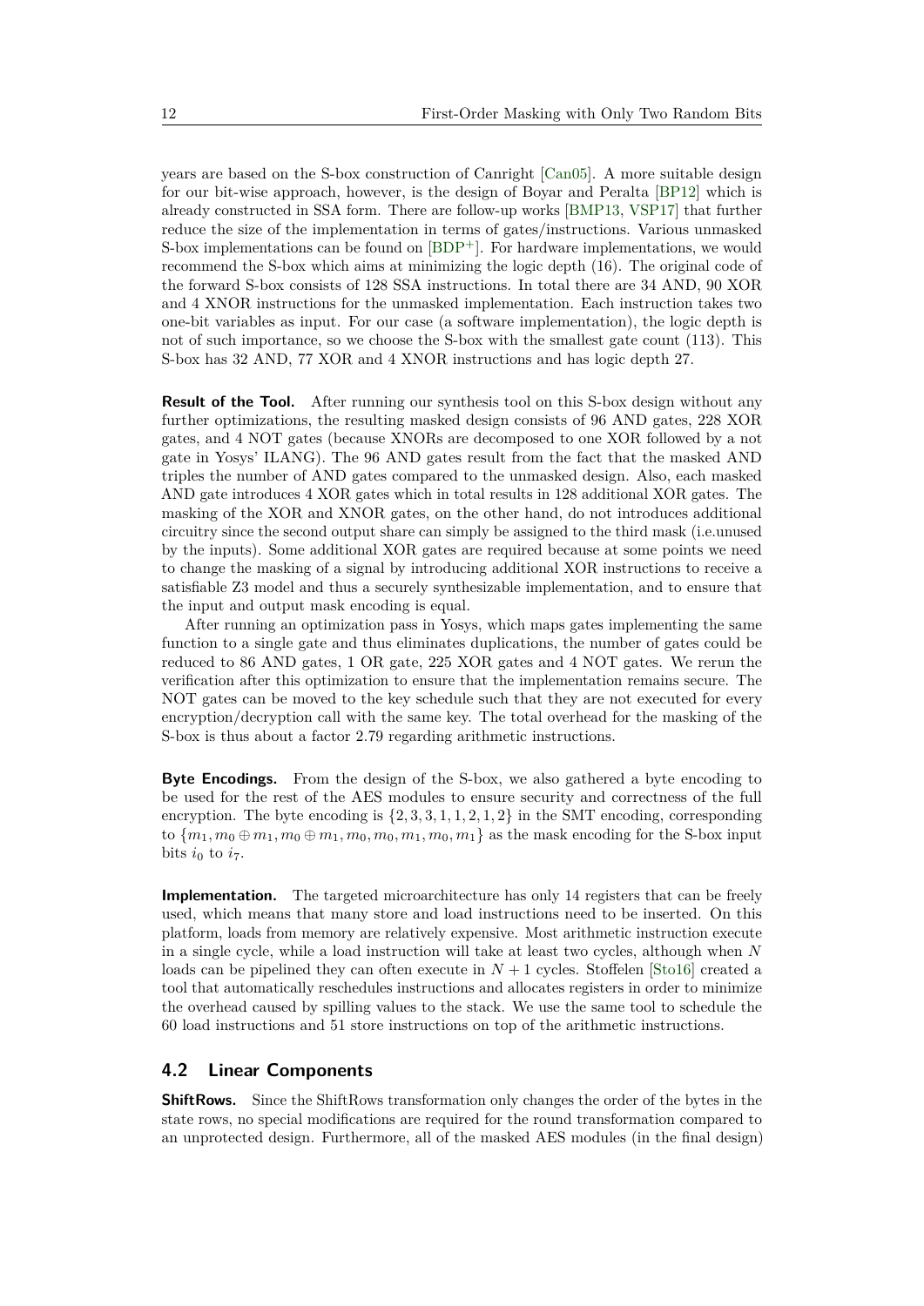years are based on the S-box construction of Canright [Can05]. A more suitable design for our bit-wise approach, however, is the design of Boyar and Peralta [BP12] which is already constructed in SSA form. There are follow-up works [BMP13, VSP17] that further reduce the size of the implementation in terms of gates/instructions. Various unmasked S-box implementations can be found on [BDP+]. For hardware implementations, we would recommend the S-box which aims at minimizing the logic depth (16). The original code of the forward S-box consists of 128 SSA instructions. In total there are 34 AND, 90 XOR and 4 XNOR instructions for the unmasked implementation. Each instruction takes two one-bit variables as input. For our case (a software implementation), the logic depth is not of such importance, so we choose the S-box with the smallest gate count (113). This S-box has 32 AND, 77 XOR and 4 XNOR instructions and has logic depth 27.

**Result of the Tool.** After running our synthesis tool on this S-box design without any further optimizations, the resulting masked design consists of 96 AND gates, 228 XOR gates, and 4 NOT gates (because XNORs are decomposed to one XOR followed by a not gate in Yosys' ILANG). The 96 AND gates result from the fact that the masked AND triples the number of AND gates compared to the unmasked design. Also, each masked AND gate introduces 4 XOR gates which in total results in 128 additional XOR gates. The masking of the XOR and XNOR gates, on the other hand, do not introduces additional circuitry since the second output share can simply be assigned to the third mask (i.e.unused by the inputs). Some additional XOR gates are required because at some points we need to change the masking of a signal by introducing additional XOR instructions to receive a satisfiable Z3 model and thus a securely synthesizable implementation, and to ensure that the input and output mask encoding is equal.

After running an optimization pass in Yosys, which maps gates implementing the same function to a single gate and thus eliminates duplications, the number of gates could be reduced to 86 AND gates, 1 OR gate, 225 XOR gates and 4 NOT gates. We rerun the verification after this optimization to ensure that the implementation remains secure. The NOT gates can be moved to the key schedule such that they are not executed for every encryption/decryption call with the same key. The total overhead for the masking of the S-box is thus about a factor 2.79 regarding arithmetic instructions.

**Byte Encodings.** From the design of the S-box, we also gathered a byte encoding to be used for the rest of the AES modules to ensure security and correctness of the full encryption. The byte encoding is $\{2,3,3,1,1,2,1,2\}$ in the SMT encoding, corresponding to $\{m_1, m_0 \oplus m_1, m_0 \oplus m_1, m_0, m_0, m_1, m_0, m_1\}$ as the mask encoding for the S-box input bits $i_0$ to $i_7$.

**Implementation.** The targeted microarchitecture has only 14 registers that can be freely used, which means that many store and load instructions need to be inserted. On this platform, loads from memory are relatively expensive. Most arithmetic instruction execute in a single cycle, while a load instruction will take at least two cycles, although when $N$ loads can be pipelined they can often execute in $N+1$ cycles. Stoffelen [Sto16] created a tool that automatically reschedules instructions and allocates registers in order to minimize the overhead caused by spilling values to the stack. We use the same tool to schedule the 60 load instructions and 51 store instructions on top of the arithmetic instructions.

## 4.2 Linear Components

**ShiftRows.** Since the ShiftRows transformation only changes the order of the bytes in the state rows, no special modifications are required for the round transformation compared to an unprotected design. Furthermore, all of the masked AES modules (in the final design)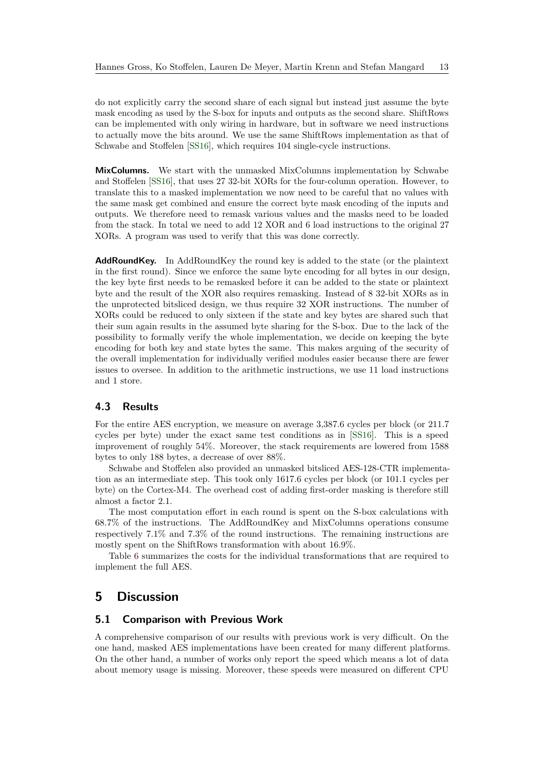do not explicitly carry the second share of each signal but instead just assume the byte mask encoding as used by the S-box for inputs and outputs as the second share. ShiftRows can be implemented with only wiring in hardware, but in software we need instructions to actually move the bits around. We use the same ShiftRows implementation as that of Schwabe and Stoffelen [SS16], which requires 104 single-cycle instructions.

**MixColumns.** We start with the unmasked MixColumns implementation by Schwabe and Stoffelen [SS16], that uses 27 32-bit XORs for the four-column operation. However, to translate this to a masked implementation we now need to be careful that no values with the same mask get combined and ensure the correct byte mask encoding of the inputs and outputs. We therefore need to remask various values and the masks need to be loaded from the stack. In total we need to add 12 XOR and 6 load instructions to the original 27 XORs. A program was used to verify that this was done correctly.

**AddRoundKey.** In AddRoundKey the round key is added to the state (or the plaintext in the first round). Since we enforce the same byte encoding for all bytes in our design, the key byte first needs to be remasked before it can be added to the state or plaintext byte and the result of the XOR also requires remasking. Instead of 8 32-bit XORs as in the unprotected bitsliced design, we thus require 32 XOR instructions. The number of XORs could be reduced to only sixteen if the state and key bytes are shared such that their sum again results in the assumed byte sharing for the S-box. Due to the lack of the possibility to formally verify the whole implementation, we decide on keeping the byte encoding for both key and state bytes the same. This makes arguing of the security of the overall implementation for individually verified modules easier because there are fewer issues to oversee. In addition to the arithmetic instructions, we use 11 load instructions and 1 store.

### 4.3 Results

For the entire AES encryption, we measure on average 3,387.6 cycles per block (or 211.7 cycles per byte) under the exact same test conditions as in [SS16]. This is a speed improvement of roughly 54%. Moreover, the stack requirements are lowered from 1588 bytes to only 188 bytes, a decrease of over 88%.

Schwabe and Stoffelen also provided an unmasked bitsliced AES-128-CTR implementation as an intermediate step. This took only 1617.6 cycles per block (or 101.1 cycles per byte) on the Cortex-M4. The overhead cost of adding first-order masking is therefore still almost a factor 2.1.

The most computation effort in each round is spent on the S-box calculations with 68.7% of the instructions. The AddRoundKey and MixColumns operations consume respectively 7.1% and 7.3% of the round instructions. The remaining instructions are mostly spent on the ShiftRows transformation with about 16.9%.

Table 6 summarizes the costs for the individual transformations that are required to implement the full AES.

## 5 Discussion

### 5.1 Comparison with Previous Work

A comprehensive comparison of our results with previous work is very difficult. On the one hand, masked AES implementations have been created for many different platforms. On the other hand, a number of works only report the speed which means a lot of data about memory usage is missing. Moreover, these speeds were measured on different CPU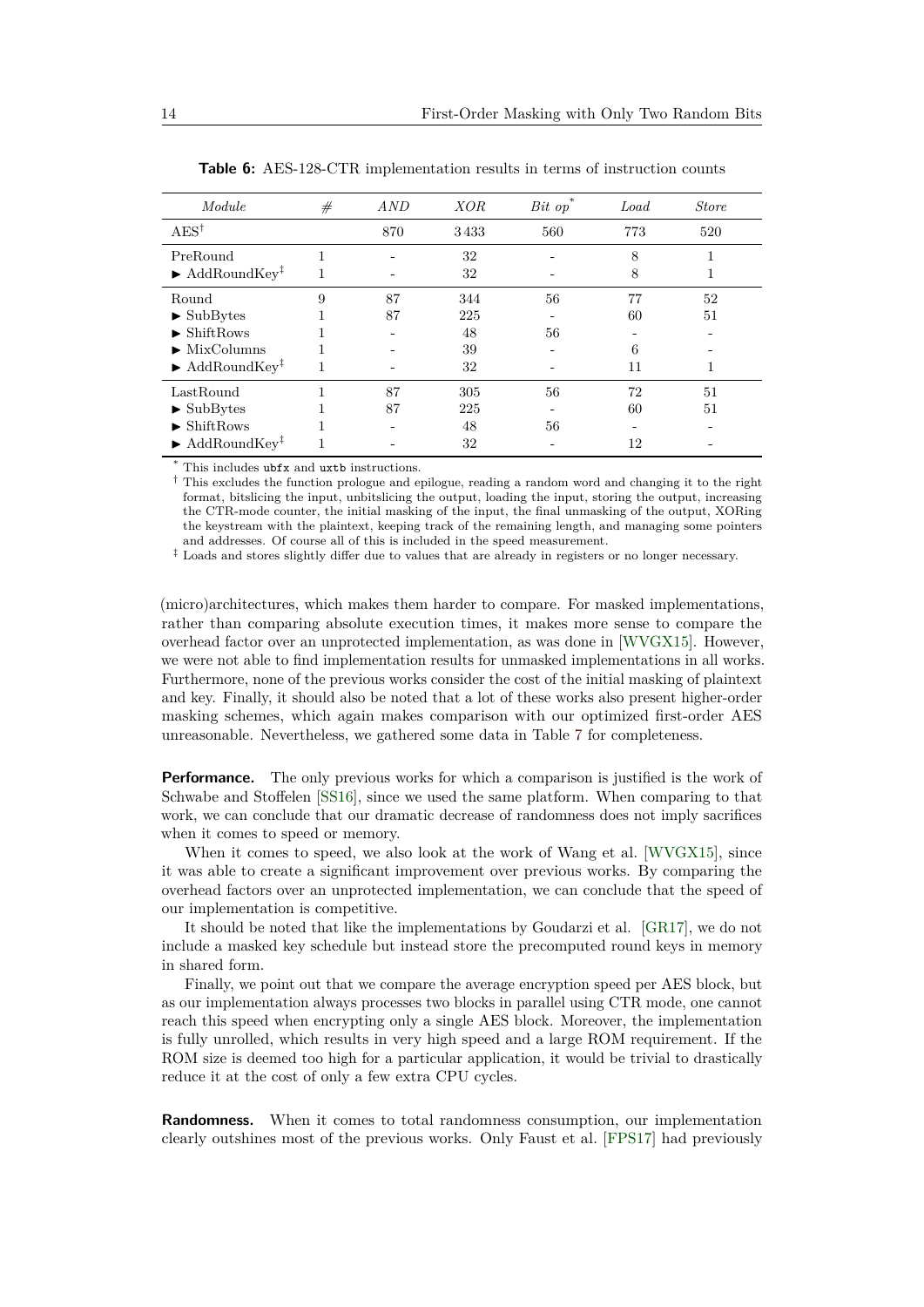**Table 6:** AES-128-CTR implementation results in terms of instruction counts

| *Module* | *#* | *AND* | *XOR* | *Bit op*[*] | *Load* | *Store* |
|---|---|---|---|---|---|---|
| AES[†] | | 870 | 3433 | 560 | 773 | 520 |
| PreRound | 1 | - | 32 | - | 8 | 1 |
| ▶ AddRoundKey[‡] | 1 | - | 32 | - | 8 | 1 |
| Round | 9 | 87 | 344 | 56 | 77 | 52 |
| ▶ SubBytes | 1 | 87 | 225 | - | 60 | 51 |
| ▶ ShiftRows | 1 | - | 48 | 56 | - | - |
| ▶ MixColumns | 1 | - | 39 | - | 6 | - |
| ▶ AddRoundKey[‡] | 1 | - | 32 | - | 11 | 1 |
| LastRound | 1 | 87 | 305 | 56 | 72 | 51 |
| ▶ SubBytes | 1 | 87 | 225 | - | 60 | 51 |
| ▶ ShiftRows | 1 | - | 48 | 56 | - | - |
| ▶ AddRoundKey[‡] | 1 | - | 32 | - | 12 | - |

[*] This includes `ubfx` and `uxtb` instructions.

[†] This excludes the function prologue and epilogue, reading a random word and changing it to the right format, bitslicing the input, unbitslicing the output, loading the input, storing the output, increasing the CTR-mode counter, the initial masking of the input, the final unmasking of the output, XORing the keystream with the plaintext, keeping track of the remaining length, and managing some pointers and addresses. Of course all of this is included in the speed measurement.

[‡] Loads and stores slightly differ due to values that are already in registers or no longer necessary.

(micro)architectures, which makes them harder to compare. For masked implementations, rather than comparing absolute execution times, it makes more sense to compare the overhead factor over an unprotected implementation, as was done in [WVGX15]. However, we were not able to find implementation results for unmasked implementations in all works. Furthermore, none of the previous works consider the cost of the initial masking of plaintext and key. Finally, it should also be noted that a lot of these works also present higher-order masking schemes, which again makes comparison with our optimized first-order AES unreasonable. Nevertheless, we gathered some data in Table 7 for completeness.

**Performance.** The only previous works for which a comparison is justified is the work of Schwabe and Stoffelen [SS16], since we used the same platform. When comparing to that work, we can conclude that our dramatic decrease of randomness does not imply sacrifices when it comes to speed or memory.

When it comes to speed, we also look at the work of Wang et al. [WVGX15], since it was able to create a significant improvement over previous works. By comparing the overhead factors over an unprotected implementation, we can conclude that the speed of our implementation is competitive.

It should be noted that like the implementations by Goudarzi et al. [GR17], we do not include a masked key schedule but instead store the precomputed round keys in memory in shared form.

Finally, we point out that we compare the average encryption speed per AES block, but as our implementation always processes two blocks in parallel using CTR mode, one cannot reach this speed when encrypting only a single AES block. Moreover, the implementation is fully unrolled, which results in very high speed and a large ROM requirement. If the ROM size is deemed too high for a particular application, it would be trivial to drastically reduce it at the cost of only a few extra CPU cycles.

**Randomness.** When it comes to total randomness consumption, our implementation clearly outshines most of the previous works. Only Faust et al. [FPS17] had previously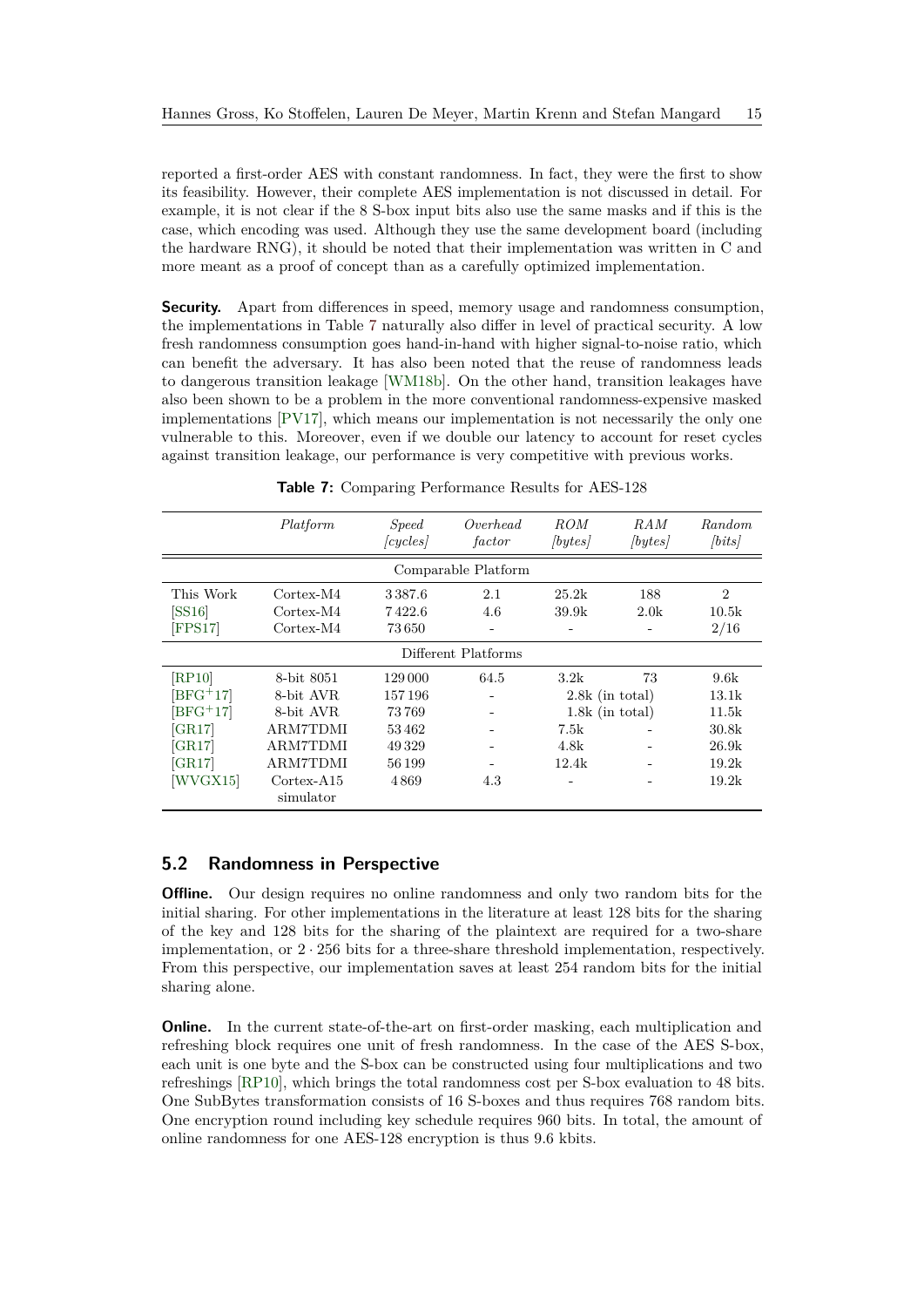reported a first-order AES with constant randomness. In fact, they were the first to show its feasibility. However, their complete AES implementation is not discussed in detail. For example, it is not clear if the 8 S-box input bits also use the same masks and if this is the case, which encoding was used. Although they use the same development board (including the hardware RNG), it should be noted that their implementation was written in C and more meant as a proof of concept than as a carefully optimized implementation.

**Security.** Apart from differences in speed, memory usage and randomness consumption, the implementations in Table 7 naturally also differ in level of practical security. A low fresh randomness consumption goes hand-in-hand with higher signal-to-noise ratio, which can benefit the adversary. It has also been noted that the reuse of randomness leads to dangerous transition leakage [WM18b]. On the other hand, transition leakages have also been shown to be a problem in the more conventional randomness-expensive masked implementations [PV17], which means our implementation is not necessarily the only one vulnerable to this. Moreover, even if we double our latency to account for reset cycles against transition leakage, our performance is very competitive with previous works.

**Table 7:** Comparing Performance Results for AES-128

| | *Platform* | *Speed [cycles]* | *Overhead factor* | *ROM [bytes]* | *RAM [bytes]* | *Random [bits]* |
|---|---|---|---|---|---|---|
| | | | Comparable Platform | | | |
| This Work | Cortex-M4 | 3 387.6 | 2.1 | 25.2k | 188 | 2 |
| [SS16] | Cortex-M4 | 7 422.6 | 4.6 | 39.9k | 2.0k | 10.5k |
| [FPS17] | Cortex-M4 | 73 650 | - | - | - | 2/16 |
| | | | Different Platforms | | | |
| [RP10] | 8-bit 8051 | 129 000 | 64.5 | 3.2k | 73 | 9.6k |
| [BFG+17] | 8-bit AVR | 157 196 | - | 2.8k (in total) | | 13.1k |
| [BFG+17] | 8-bit AVR | 73 769 | - | 1.8k (in total) | | 11.5k |
| [GR17] | ARM7TDMI | 53 462 | - | 7.5k | - | 30.8k |
| [GR17] | ARM7TDMI | 49 329 | - | 4.8k | - | 26.9k |
| [GR17] | ARM7TDMI | 56 199 | - | 12.4k | - | 19.2k |
| [WVGX15] | Cortex-A15 simulator | 4 869 | 4.3 | - | - | 19.2k |

## 5.2 Randomness in Perspective

**Offline.** Our design requires no online randomness and only two random bits for the initial sharing. For other implementations in the literature at least 128 bits for the sharing of the key and 128 bits for the sharing of the plaintext are required for a two-share implementation, or $2 \cdot 256$ bits for a three-share threshold implementation, respectively. From this perspective, our implementation saves at least 254 random bits for the initial sharing alone.

**Online.** In the current state-of-the-art on first-order masking, each multiplication and refreshing block requires one unit of fresh randomness. In the case of the AES S-box, each unit is one byte and the S-box can be constructed using four multiplications and two refreshings [RP10], which brings the total randomness cost per S-box evaluation to 48 bits. One SubBytes transformation consists of 16 S-boxes and thus requires 768 random bits. One encryption round including key schedule requires 960 bits. In total, the amount of online randomness for one AES-128 encryption is thus 9.6 kbits.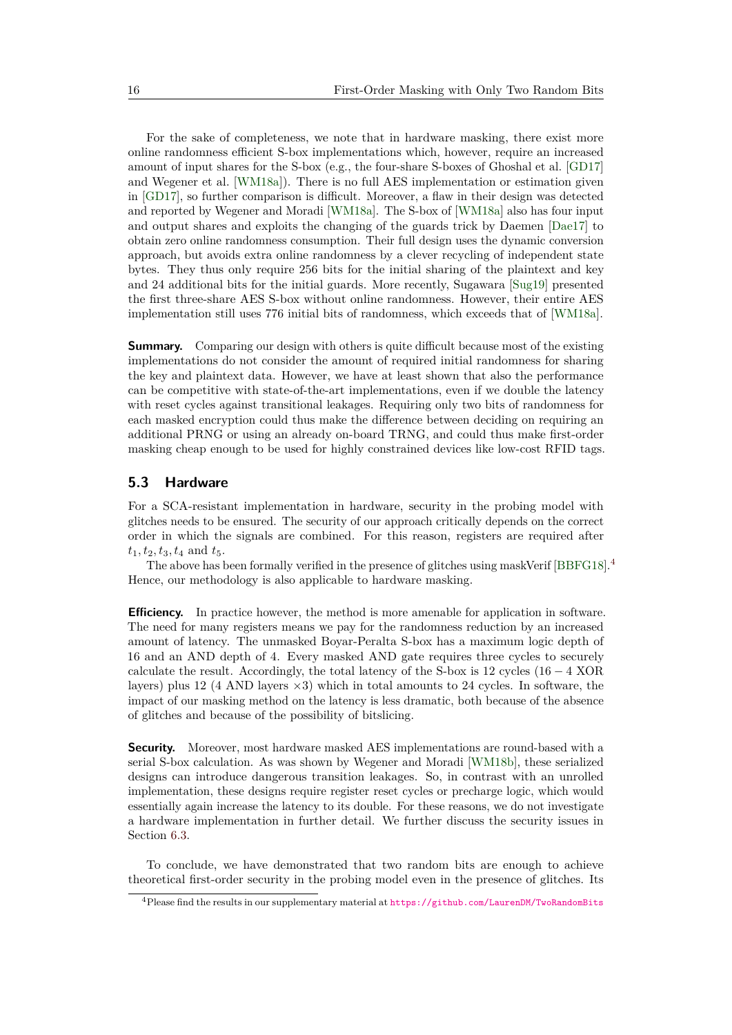For the sake of completeness, we note that in hardware masking, there exist more online randomness efficient S-box implementations which, however, require an increased amount of input shares for the S-box (e.g., the four-share S-boxes of Ghoshal et al. [GD17] and Wegener et al. [WM18a]). There is no full AES implementation or estimation given in [GD17], so further comparison is difficult. Moreover, a flaw in their design was detected and reported by Wegener and Moradi [WM18a]. The S-box of [WM18a] also has four input and output shares and exploits the changing of the guards trick by Daemen [Dae17] to obtain zero online randomness consumption. Their full design uses the dynamic conversion approach, but avoids extra online randomness by a clever recycling of independent state bytes. They thus only require 256 bits for the initial sharing of the plaintext and key and 24 additional bits for the initial guards. More recently, Sugawara [Sug19] presented the first three-share AES S-box without online randomness. However, their entire AES implementation still uses 776 initial bits of randomness, which exceeds that of [WM18a].

**Summary.** Comparing our design with others is quite difficult because most of the existing implementations do not consider the amount of required initial randomness for sharing the key and plaintext data. However, we have at least shown that also the performance can be competitive with state-of-the-art implementations, even if we double the latency with reset cycles against transitional leakages. Requiring only two bits of randomness for each masked encryption could thus make the difference between deciding on requiring an additional PRNG or using an already on-board TRNG, and could thus make first-order masking cheap enough to be used for highly constrained devices like low-cost RFID tags.

## 5.3 Hardware

For a SCA-resistant implementation in hardware, security in the probing model with glitches needs to be ensured. The security of our approach critically depends on the correct order in which the signals are combined. For this reason, registers are required after $t_1, t_2, t_3, t_4$ and $t_5$.

The above has been formally verified in the presence of glitches using maskVerif [BBFG18].[4] Hence, our methodology is also applicable to hardware masking.

**Efficiency.** In practice however, the method is more amenable for application in software. The need for many registers means we pay for the randomness reduction by an increased amount of latency. The unmasked Boyar-Peralta S-box has a maximum logic depth of 16 and an AND depth of 4. Every masked AND gate requires three cycles to securely calculate the result. Accordingly, the total latency of the S-box is 12 cycles ($16 - 4$ XOR layers) plus 12 (4 AND layers $\times 3$) which in total amounts to 24 cycles. In software, the impact of our masking method on the latency is less dramatic, both because of the absence of glitches and because of the possibility of bitslicing.

**Security.** Moreover, most hardware masked AES implementations are round-based with a serial S-box calculation. As was shown by Wegener and Moradi [WM18b], these serialized designs can introduce dangerous transition leakages. So, in contrast with an unrolled implementation, these designs require register reset cycles or precharge logic, which would essentially again increase the latency to its double. For these reasons, we do not investigate a hardware implementation in further detail. We further discuss the security issues in Section 6.3.

To conclude, we have demonstrated that two random bits are enough to achieve theoretical first-order security in the probing model even in the presence of glitches. Its

[4] Please find the results in our supplementary material at https://github.com/LaurenDM/TwoRandomBits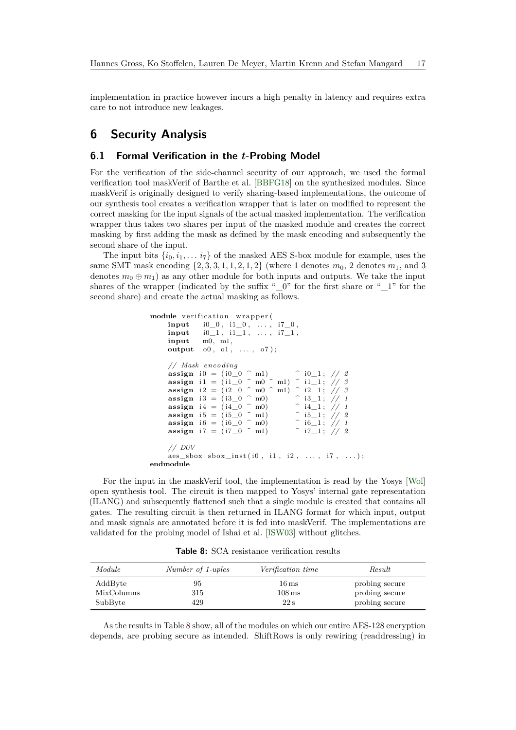implementation in practice however incurs a high penalty in latency and requires extra care to not introduce new leakages.

# 6 Security Analysis

## 6.1 Formal Verification in the $t$-Probing Model

For the verification of the side-channel security of our approach, we used the formal verification tool maskVerif of Barthe et al. [BBFG18] on the synthesized modules. Since maskVerif is originally designed to verify sharing-based implementations, the outcome of our synthesis tool creates a verification wrapper that is later on modified to represent the correct masking for the input signals of the actual masked implementation. The verification wrapper thus takes two shares per input of the masked module and creates the correct masking by first adding the mask as defined by the mask encoding and subsequently the second share of the input.

The input bits $\{i_0, i_1, \ldots i_7\}$ of the masked AES S-box module for example, uses the same SMT mask encoding $\{2, 3, 3, 1, 1, 2, 1, 2\}$ (where 1 denotes $m_0$, 2 denotes $m_1$, and 3 denotes $m_0 \oplus m_1$) as any other module for both inputs and outputs. We take the input shares of the wrapper (indicated by the suffix "_0" for the first share or "_1" for the second share) and create the actual masking as follows.

```
module verification_wrapper(
    input   i0_0, i1_0, ..., i7_0,
    input   i0_1, i1_1, ..., i7_1,
    input   m0, m1,
    output  o0, o1, ..., o7);

    // Mask encoding
    assign i0 = (i0_0 ^ m1)         ^ i0_1; // 2
    assign i1 = (i1_0 ^ m0 ^ m1)    ^ i1_1; // 3
    assign i2 = (i2_0 ^ m0 ^ m1)    ^ i2_1; // 3
    assign i3 = (i3_0 ^ m0)         ^ i3_1; // 1
    assign i4 = (i4_0 ^ m0)         ^ i4_1; // 1
    assign i5 = (i5_0 ^ m1)         ^ i5_1; // 2
    assign i6 = (i6_0 ^ m0)         ^ i6_1; // 1
    assign i7 = (i7_0 ^ m1)         ^ i7_1; // 2

    // DUV
    aes_sbox sbox_inst(i0, i1, i2, ..., i7, ...);
endmodule
```

For the input in the maskVerif tool, the implementation is read by the Yosys [Wol] open synthesis tool. The circuit is then mapped to Yosys' internal gate representation (ILANG) and subsequently flattened such that a single module is created that contains all gates. The resulting circuit is then returned in ILANG format for which input, output and mask signals are annotated before it is fed into maskVerif. The implementations are validated for the probing model of Ishai et al. [ISW03] without glitches.

**Table 8:** SCA resistance verification results

| *Module* | *Number of 1-uples* | *Verification time* | *Result* |
|---|---|---|---|
| AddByte | 95 | 16 ms | probing secure |
| MixColumns | 315 | 108 ms | probing secure |
| SubByte | 429 | 22 s | probing secure |

As the results in Table 8 show, all of the modules on which our entire AES-128 encryption depends, are probing secure as intended. ShiftRows is only rewiring (readdressing) in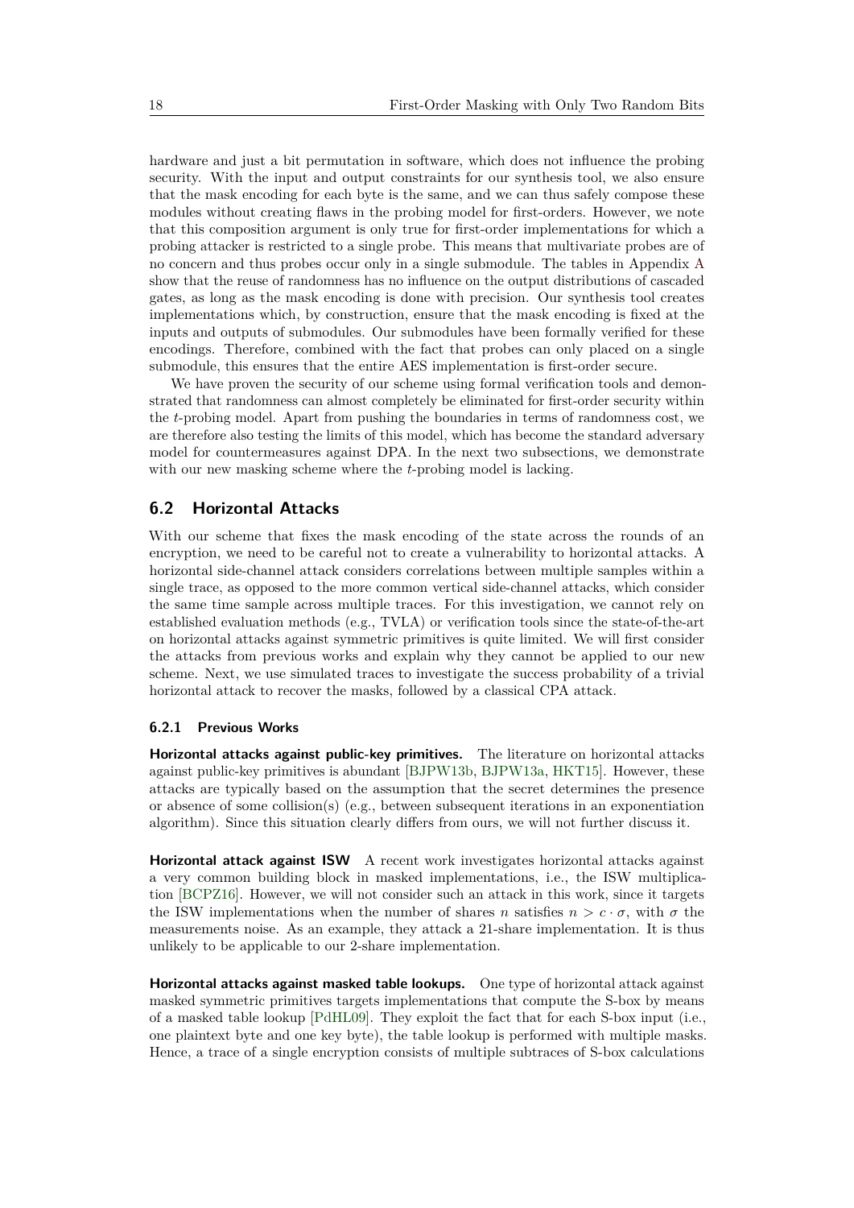hardware and just a bit permutation in software, which does not influence the probing security. With the input and output constraints for our synthesis tool, we also ensure that the mask encoding for each byte is the same, and we can thus safely compose these modules without creating flaws in the probing model for first-orders. However, we note that this composition argument is only true for first-order implementations for which a probing attacker is restricted to a single probe. This means that multivariate probes are of no concern and thus probes occur only in a single submodule. The tables in Appendix A show that the reuse of randomness has no influence on the output distributions of cascaded gates, as long as the mask encoding is done with precision. Our synthesis tool creates implementations which, by construction, ensure that the mask encoding is fixed at the inputs and outputs of submodules. Our submodules have been formally verified for these encodings. Therefore, combined with the fact that probes can only placed on a single submodule, this ensures that the entire AES implementation is first-order secure.

We have proven the security of our scheme using formal verification tools and demonstrated that randomness can almost completely be eliminated for first-order security within the $t$-probing model. Apart from pushing the boundaries in terms of randomness cost, we are therefore also testing the limits of this model, which has become the standard adversary model for countermeasures against DPA. In the next two subsections, we demonstrate with our new masking scheme where the $t$-probing model is lacking.

## 6.2 Horizontal Attacks

With our scheme that fixes the mask encoding of the state across the rounds of an encryption, we need to be careful not to create a vulnerability to horizontal attacks. A horizontal side-channel attack considers correlations between multiple samples within a single trace, as opposed to the more common vertical side-channel attacks, which consider the same time sample across multiple traces. For this investigation, we cannot rely on established evaluation methods (e.g., TVLA) or verification tools since the state-of-the-art on horizontal attacks against symmetric primitives is quite limited. We will first consider the attacks from previous works and explain why they cannot be applied to our new scheme. Next, we use simulated traces to investigate the success probability of a trivial horizontal attack to recover the masks, followed by a classical CPA attack.

### 6.2.1 Previous Works

**Horizontal attacks against public-key primitives.** The literature on horizontal attacks against public-key primitives is abundant [BJPW13b, BJPW13a, HKT15]. However, these attacks are typically based on the assumption that the secret determines the presence or absence of some collision(s) (e.g., between subsequent iterations in an exponentiation algorithm). Since this situation clearly differs from ours, we will not further discuss it.

**Horizontal attack against ISW** A recent work investigates horizontal attacks against a very common building block in masked implementations, i.e., the ISW multiplication [BCPZ16]. However, we will not consider such an attack in this work, since it targets the ISW implementations when the number of shares $n$ satisfies $n > c \cdot \sigma$, with $\sigma$ the measurements noise. As an example, they attack a 21-share implementation. It is thus unlikely to be applicable to our 2-share implementation.

**Horizontal attacks against masked table lookups.** One type of horizontal attack against masked symmetric primitives targets implementations that compute the S-box by means of a masked table lookup [PdHL09]. They exploit the fact that for each S-box input (i.e., one plaintext byte and one key byte), the table lookup is performed with multiple masks. Hence, a trace of a single encryption consists of multiple subtraces of S-box calculations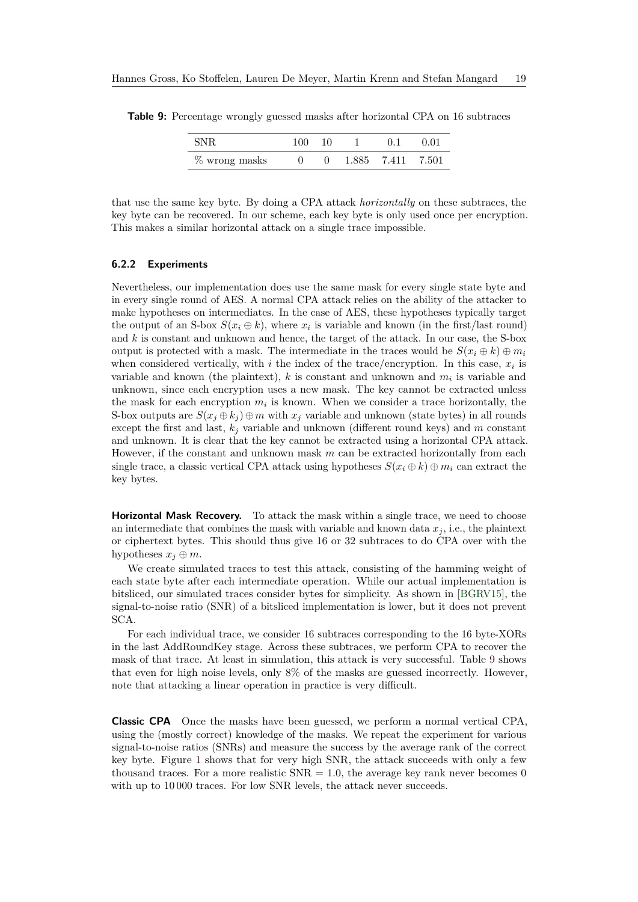**Table 9:** Percentage wrongly guessed masks after horizontal CPA on 16 subtraces

| SNR | 100 | 10 | 1 | 0.1 | 0.01 |
| --- | --- | --- | --- | --- | --- |
| % wrong masks | 0 | 0 | 1.885 | 7.411 | 7.501 |

that use the same key byte. By doing a CPA attack *horizontally* on these subtraces, the key byte can be recovered. In our scheme, each key byte is only used once per encryption. This makes a similar horizontal attack on a single trace impossible.

#### 6.2.2 Experiments

Nevertheless, our implementation does use the same mask for every single state byte and in every single round of AES. A normal CPA attack relies on the ability of the attacker to make hypotheses on intermediates. In the case of AES, these hypotheses typically target the output of an S-box $S(x_i \oplus k)$, where $x_i$ is variable and known (in the first/last round) and $k$ is constant and unknown and hence, the target of the attack. In our case, the S-box output is protected with a mask. The intermediate in the traces would be $S(x_i \oplus k) \oplus m_i$ when considered vertically, with $i$ the index of the trace/encryption. In this case, $x_i$ is variable and known (the plaintext), $k$ is constant and unknown and $m_i$ is variable and unknown, since each encryption uses a new mask. The key cannot be extracted unless the mask for each encryption $m_i$ is known. When we consider a trace horizontally, the S-box outputs are $S(x_j \oplus k_j) \oplus m$ with $x_j$ variable and unknown (state bytes) in all rounds except the first and last, $k_j$ variable and unknown (different round keys) and $m$ constant and unknown. It is clear that the key cannot be extracted using a horizontal CPA attack. However, if the constant and unknown mask $m$ can be extracted horizontally from each single trace, a classic vertical CPA attack using hypotheses $S(x_i \oplus k) \oplus m_i$ can extract the key bytes.

**Horizontal Mask Recovery.** To attack the mask within a single trace, we need to choose an intermediate that combines the mask with variable and known data $x_j$, i.e., the plaintext or ciphertext bytes. This should thus give 16 or 32 subtraces to do CPA over with the hypotheses $x_j \oplus m$.

We create simulated traces to test this attack, consisting of the hamming weight of each state byte after each intermediate operation. While our actual implementation is bitsliced, our simulated traces consider bytes for simplicity. As shown in [BGRV15], the signal-to-noise ratio (SNR) of a bitsliced implementation is lower, but it does not prevent SCA.

For each individual trace, we consider 16 subtraces corresponding to the 16 byte-XORs in the last AddRoundKey stage. Across these subtraces, we perform CPA to recover the mask of that trace. At least in simulation, this attack is very successful. Table 9 shows that even for high noise levels, only 8% of the masks are guessed incorrectly. However, note that attacking a linear operation in practice is very difficult.

**Classic CPA** Once the masks have been guessed, we perform a normal vertical CPA, using the (mostly correct) knowledge of the masks. We repeat the experiment for various signal-to-noise ratios (SNRs) and measure the success by the average rank of the correct key byte. Figure 1 shows that for very high SNR, the attack succeeds with only a few thousand traces. For a more realistic SNR = 1.0, the average key rank never becomes 0 with up to 10 000 traces. For low SNR levels, the attack never succeeds.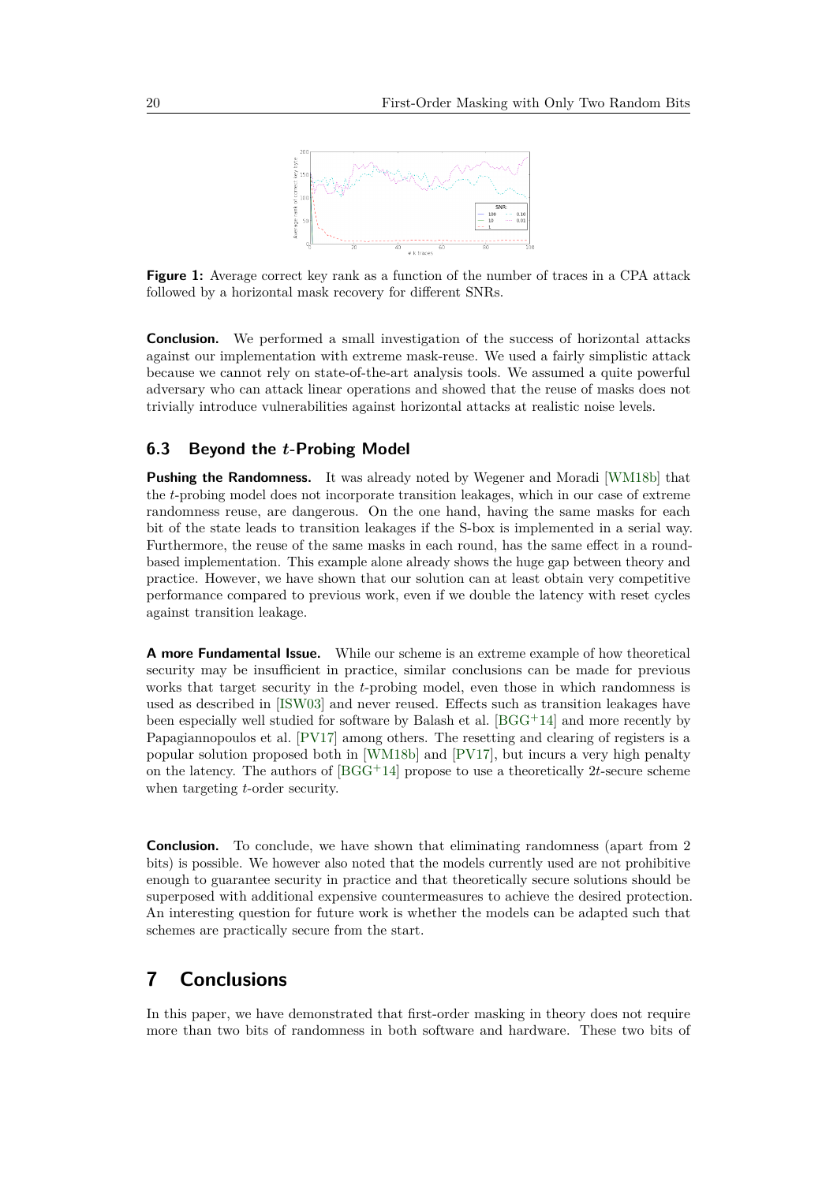**Figure 1:** Average correct key rank as a function of the number of traces in a CPA attack followed by a horizontal mask recovery for different SNRs.

**Conclusion.** We performed a small investigation of the success of horizontal attacks against our implementation with extreme mask-reuse. We used a fairly simplistic attack because we cannot rely on state-of-the-art analysis tools. We assumed a quite powerful adversary who can attack linear operations and showed that the reuse of masks does not trivially introduce vulnerabilities against horizontal attacks at realistic noise levels.

### 6.3 Beyond the $t$-Probing Model

**Pushing the Randomness.** It was already noted by Wegener and Moradi [WM18b] that the $t$-probing model does not incorporate transition leakages, which in our case of extreme randomness reuse, are dangerous. On the one hand, having the same masks for each bit of the state leads to transition leakages if the S-box is implemented in a serial way. Furthermore, the reuse of the same masks in each round, has the same effect in a round-based implementation. This example alone already shows the huge gap between theory and practice. However, we have shown that our solution can at least obtain very competitive performance compared to previous work, even if we double the latency with reset cycles against transition leakage.

**A more Fundamental Issue.** While our scheme is an extreme example of how theoretical security may be insufficient in practice, similar conclusions can be made for previous works that target security in the $t$-probing model, even those in which randomness is used as described in [ISW03] and never reused. Effects such as transition leakages have been especially well studied for software by Balash et al. [BGG+14] and more recently by Papagiannopoulos et al. [PV17] among others. The resetting and clearing of registers is a popular solution proposed both in [WM18b] and [PV17], but incurs a very high penalty on the latency. The authors of [BGG+14] propose to use a theoretically $2t$-secure scheme when targeting $t$-order security.

**Conclusion.** To conclude, we have shown that eliminating randomness (apart from 2 bits) is possible. We however also noted that the models currently used are not prohibitive enough to guarantee security in practice and that theoretically secure solutions should be superposed with additional expensive countermeasures to achieve the desired protection. An interesting question for future work is whether the models can be adapted such that schemes are practically secure from the start.

## 7 Conclusions

In this paper, we have demonstrated that first-order masking in theory does not require more than two bits of randomness in both software and hardware. These two bits of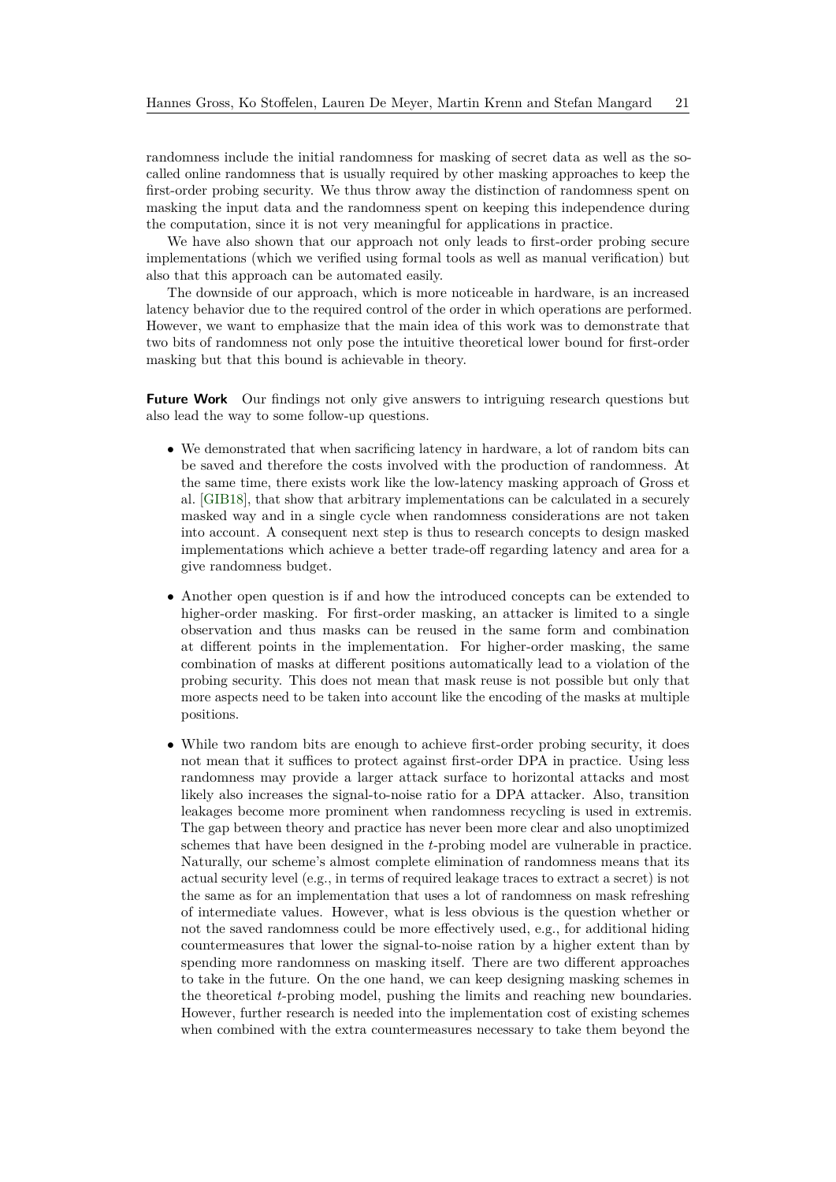randomness include the initial randomness for masking of secret data as well as the so-called online randomness that is usually required by other masking approaches to keep the first-order probing security. We thus throw away the distinction of randomness spent on masking the input data and the randomness spent on keeping this independence during the computation, since it is not very meaningful for applications in practice.

We have also shown that our approach not only leads to first-order probing secure implementations (which we verified using formal tools as well as manual verification) but also that this approach can be automated easily.

The downside of our approach, which is more noticeable in hardware, is an increased latency behavior due to the required control of the order in which operations are performed. However, we want to emphasize that the main idea of this work was to demonstrate that two bits of randomness not only pose the intuitive theoretical lower bound for first-order masking but that this bound is achievable in theory.

**Future Work** Our findings not only give answers to intriguing research questions but also lead the way to some follow-up questions.

- We demonstrated that when sacrificing latency in hardware, a lot of random bits can be saved and therefore the costs involved with the production of randomness. At the same time, there exists work like the low-latency masking approach of Gross et al. [GIB18], that show that arbitrary implementations can be calculated in a securely masked way and in a single cycle when randomness considerations are not taken into account. A consequent next step is thus to research concepts to design masked implementations which achieve a better trade-off regarding latency and area for a give randomness budget.
- Another open question is if and how the introduced concepts can be extended to higher-order masking. For first-order masking, an attacker is limited to a single observation and thus masks can be reused in the same form and combination at different points in the implementation. For higher-order masking, the same combination of masks at different positions automatically lead to a violation of the probing security. This does not mean that mask reuse is not possible but only that more aspects need to be taken into account like the encoding of the masks at multiple positions.
- While two random bits are enough to achieve first-order probing security, it does not mean that it suffices to protect against first-order DPA in practice. Using less randomness may provide a larger attack surface to horizontal attacks and most likely also increases the signal-to-noise ratio for a DPA attacker. Also, transition leakages become more prominent when randomness recycling is used in extremis. The gap between theory and practice has never been more clear and also unoptimized schemes that have been designed in the $t$-probing model are vulnerable in practice. Naturally, our scheme's almost complete elimination of randomness means that its actual security level (e.g., in terms of required leakage traces to extract a secret) is not the same as for an implementation that uses a lot of randomness on mask refreshing of intermediate values. However, what is less obvious is the question whether or not the saved randomness could be more effectively used, e.g., for additional hiding countermeasures that lower the signal-to-noise ration by a higher extent than by spending more randomness on masking itself. There are two different approaches to take in the future. On the one hand, we can keep designing masking schemes in the theoretical $t$-probing model, pushing the limits and reaching new boundaries. However, further research is needed into the implementation cost of existing schemes when combined with the extra countermeasures necessary to take them beyond the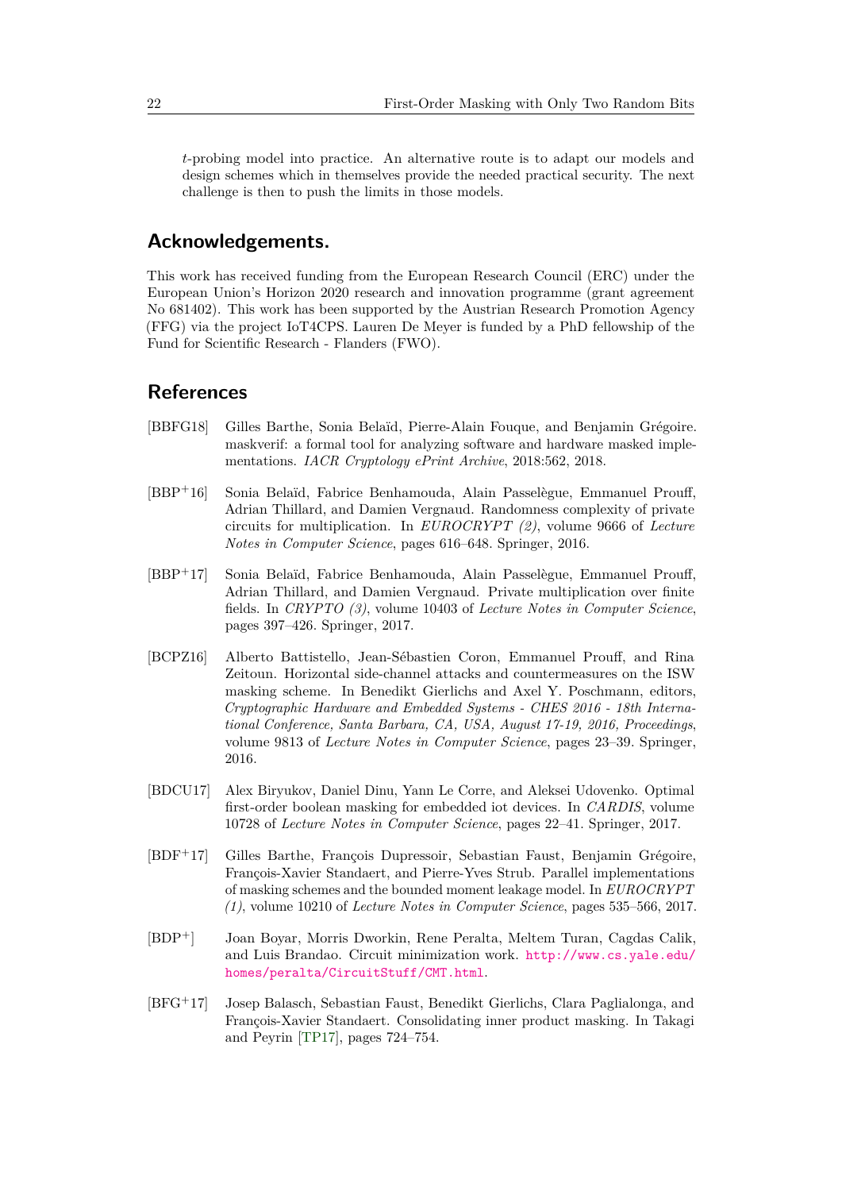$t$-probing model into practice. An alternative route is to adapt our models and design schemes which in themselves provide the needed practical security. The next challenge is then to push the limits in those models.

## Acknowledgements.

This work has received funding from the European Research Council (ERC) under the European Union's Horizon 2020 research and innovation programme (grant agreement No 681402). This work has been supported by the Austrian Research Promotion Agency (FFG) via the project IoT4CPS. Lauren De Meyer is funded by a PhD fellowship of the Fund for Scientific Research - Flanders (FWO).

## References

[BBFG18] Gilles Barthe, Sonia Belaïd, Pierre-Alain Fouque, and Benjamin Grégoire. maskverif: a formal tool for analyzing software and hardware masked implementations. *IACR Cryptology ePrint Archive*, 2018:562, 2018.

[BBP+16] Sonia Belaïd, Fabrice Benhamouda, Alain Passelègue, Emmanuel Prouff, Adrian Thillard, and Damien Vergnaud. Randomness complexity of private circuits for multiplication. In *EUROCRYPT (2)*, volume 9666 of *Lecture Notes in Computer Science*, pages 616–648. Springer, 2016.

[BBP+17] Sonia Belaïd, Fabrice Benhamouda, Alain Passelègue, Emmanuel Prouff, Adrian Thillard, and Damien Vergnaud. Private multiplication over finite fields. In *CRYPTO (3)*, volume 10403 of *Lecture Notes in Computer Science*, pages 397–426. Springer, 2017.

[BCPZ16] Alberto Battistello, Jean-Sébastien Coron, Emmanuel Prouff, and Rina Zeitoun. Horizontal side-channel attacks and countermeasures on the ISW masking scheme. In Benedikt Gierlichs and Axel Y. Poschmann, editors, *Cryptographic Hardware and Embedded Systems - CHES 2016 - 18th International Conference, Santa Barbara, CA, USA, August 17-19, 2016, Proceedings*, volume 9813 of *Lecture Notes in Computer Science*, pages 23–39. Springer, 2016.

[BDCU17] Alex Biryukov, Daniel Dinu, Yann Le Corre, and Aleksei Udovenko. Optimal first-order boolean masking for embedded iot devices. In *CARDIS*, volume 10728 of *Lecture Notes in Computer Science*, pages 22–41. Springer, 2017.

[BDF+17] Gilles Barthe, François Dupressoir, Sebastian Faust, Benjamin Grégoire, François-Xavier Standaert, and Pierre-Yves Strub. Parallel implementations of masking schemes and the bounded moment leakage model. In *EUROCRYPT (1)*, volume 10210 of *Lecture Notes in Computer Science*, pages 535–566, 2017.

[BDP+] Joan Boyar, Morris Dworkin, Rene Peralta, Meltem Turan, Cagdas Calik, and Luis Brandao. Circuit minimization work. http://www.cs.yale.edu/homes/peralta/CircuitStuff/CMT.html.

[BFG+17] Josep Balasch, Sebastian Faust, Benedikt Gierlichs, Clara Paglialonga, and François-Xavier Standaert. Consolidating inner product masking. In Takagi and Peyrin [TP17], pages 724–754.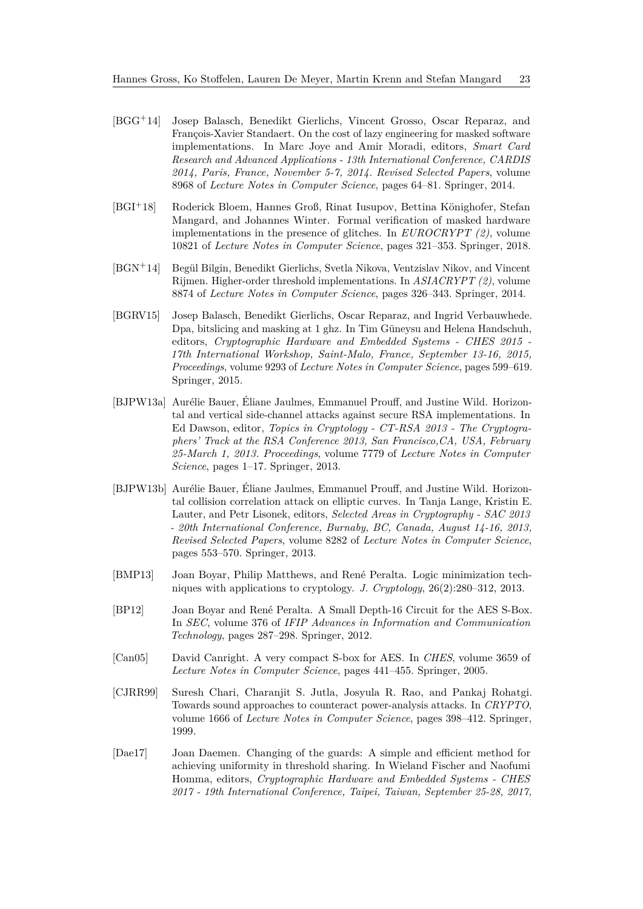[BGG+14] Josep Balasch, Benedikt Gierlichs, Vincent Grosso, Oscar Reparaz, and François-Xavier Standaert. On the cost of lazy engineering for masked software implementations. In Marc Joye and Amir Moradi, editors, *Smart Card Research and Advanced Applications - 13th International Conference, CARDIS 2014, Paris, France, November 5-7, 2014. Revised Selected Papers*, volume 8968 of *Lecture Notes in Computer Science*, pages 64–81. Springer, 2014.

[BGI+18] Roderick Bloem, Hannes Groß, Rinat Iusupov, Bettina Könighofer, Stefan Mangard, and Johannes Winter. Formal verification of masked hardware implementations in the presence of glitches. In *EUROCRYPT (2)*, volume 10821 of *Lecture Notes in Computer Science*, pages 321–353. Springer, 2018.

[BGN+14] Begül Bilgin, Benedikt Gierlichs, Svetla Nikova, Ventzislav Nikov, and Vincent Rijmen. Higher-order threshold implementations. In *ASIACRYPT (2)*, volume 8874 of *Lecture Notes in Computer Science*, pages 326–343. Springer, 2014.

[BGRV15] Josep Balasch, Benedikt Gierlichs, Oscar Reparaz, and Ingrid Verbauwhede. Dpa, bitslicing and masking at 1 ghz. In Tim Güneysu and Helena Handschuh, editors, *Cryptographic Hardware and Embedded Systems - CHES 2015 - 17th International Workshop, Saint-Malo, France, September 13-16, 2015, Proceedings*, volume 9293 of *Lecture Notes in Computer Science*, pages 599–619. Springer, 2015.

[BJPW13a] Aurélie Bauer, Éliane Jaulmes, Emmanuel Prouff, and Justine Wild. Horizontal and vertical side-channel attacks against secure RSA implementations. In Ed Dawson, editor, *Topics in Cryptology - CT-RSA 2013 - The Cryptographers' Track at the RSA Conference 2013, San Francisco,CA, USA, February 25-March 1, 2013. Proceedings*, volume 7779 of *Lecture Notes in Computer Science*, pages 1–17. Springer, 2013.

[BJPW13b] Aurélie Bauer, Éliane Jaulmes, Emmanuel Prouff, and Justine Wild. Horizontal collision correlation attack on elliptic curves. In Tanja Lange, Kristin E. Lauter, and Petr Lisonek, editors, *Selected Areas in Cryptography - SAC 2013 - 20th International Conference, Burnaby, BC, Canada, August 14-16, 2013, Revised Selected Papers*, volume 8282 of *Lecture Notes in Computer Science*, pages 553–570. Springer, 2013.

[BMP13] Joan Boyar, Philip Matthews, and René Peralta. Logic minimization techniques with applications to cryptology. *J. Cryptology*, 26(2):280–312, 2013.

[BP12] Joan Boyar and René Peralta. A Small Depth-16 Circuit for the AES S-Box. In *SEC*, volume 376 of *IFIP Advances in Information and Communication Technology*, pages 287–298. Springer, 2012.

[Can05] David Canright. A very compact S-box for AES. In *CHES*, volume 3659 of *Lecture Notes in Computer Science*, pages 441–455. Springer, 2005.

[CJRR99] Suresh Chari, Charanjit S. Jutla, Josyula R. Rao, and Pankaj Rohatgi. Towards sound approaches to counteract power-analysis attacks. In *CRYPTO*, volume 1666 of *Lecture Notes in Computer Science*, pages 398–412. Springer, 1999.

[Dae17] Joan Daemen. Changing of the guards: A simple and efficient method for achieving uniformity in threshold sharing. In Wieland Fischer and Naofumi Homma, editors, *Cryptographic Hardware and Embedded Systems - CHES 2017 - 19th International Conference, Taipei, Taiwan, September 25-28, 2017,*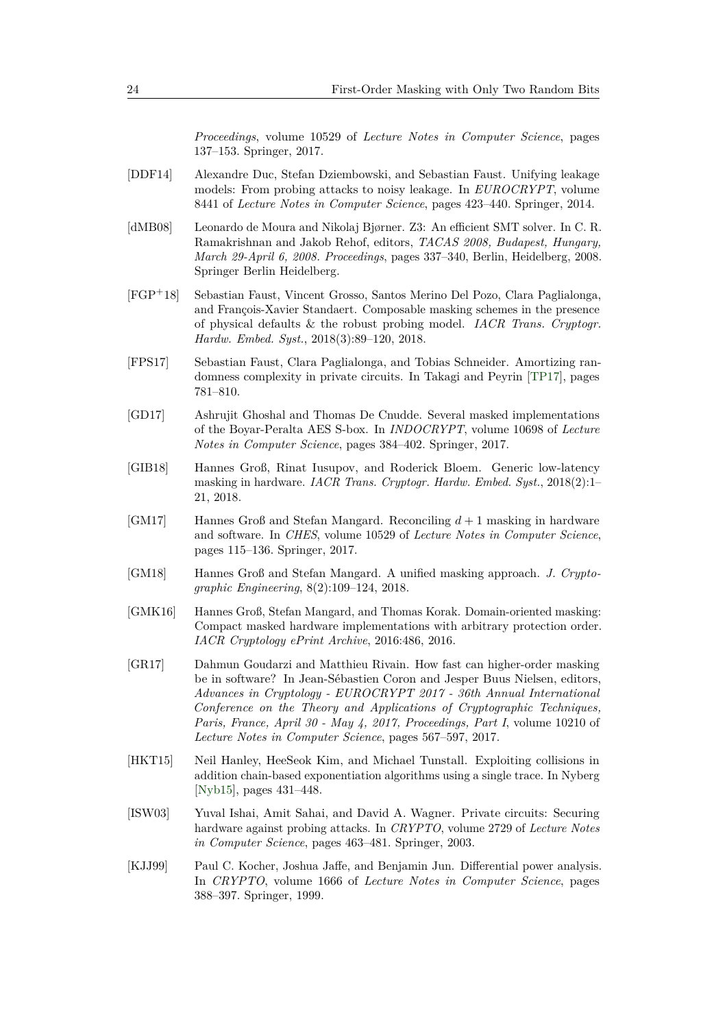*Proceedings*, volume 10529 of *Lecture Notes in Computer Science*, pages 137–153. Springer, 2017.

[DDF14] Alexandre Duc, Stefan Dziembowski, and Sebastian Faust. Unifying leakage models: From probing attacks to noisy leakage. In *EUROCRYPT*, volume 8441 of *Lecture Notes in Computer Science*, pages 423–440. Springer, 2014.

[dMB08] Leonardo de Moura and Nikolaj Bjørner. Z3: An efficient SMT solver. In C. R. Ramakrishnan and Jakob Rehof, editors, *TACAS 2008, Budapest, Hungary, March 29-April 6, 2008. Proceedings*, pages 337–340, Berlin, Heidelberg, 2008. Springer Berlin Heidelberg.

[FGP+18] Sebastian Faust, Vincent Grosso, Santos Merino Del Pozo, Clara Paglialonga, and François-Xavier Standaert. Composable masking schemes in the presence of physical defaults & the robust probing model. *IACR Trans. Cryptogr. Hardw. Embed. Syst.*, 2018(3):89–120, 2018.

[FPS17] Sebastian Faust, Clara Paglialonga, and Tobias Schneider. Amortizing randomness complexity in private circuits. In Takagi and Peyrin [TP17], pages 781–810.

[GD17] Ashrujit Ghoshal and Thomas De Cnudde. Several masked implementations of the Boyar-Peralta AES S-box. In *INDOCRYPT*, volume 10698 of *Lecture Notes in Computer Science*, pages 384–402. Springer, 2017.

[GIB18] Hannes Groß, Rinat Iusupov, and Roderick Bloem. Generic low-latency masking in hardware. *IACR Trans. Cryptogr. Hardw. Embed. Syst.*, 2018(2):1–21, 2018.

[GM17] Hannes Groß and Stefan Mangard. Reconciling $d+1$ masking in hardware and software. In *CHES*, volume 10529 of *Lecture Notes in Computer Science*, pages 115–136. Springer, 2017.

[GM18] Hannes Groß and Stefan Mangard. A unified masking approach. *J. Cryptographic Engineering*, 8(2):109–124, 2018.

[GMK16] Hannes Groß, Stefan Mangard, and Thomas Korak. Domain-oriented masking: Compact masked hardware implementations with arbitrary protection order. *IACR Cryptology ePrint Archive*, 2016:486, 2016.

[GR17] Dahmun Goudarzi and Matthieu Rivain. How fast can higher-order masking be in software? In Jean-Sébastien Coron and Jesper Buus Nielsen, editors, *Advances in Cryptology - EUROCRYPT 2017 - 36th Annual International Conference on the Theory and Applications of Cryptographic Techniques, Paris, France, April 30 - May 4, 2017, Proceedings, Part I*, volume 10210 of *Lecture Notes in Computer Science*, pages 567–597, 2017.

[HKT15] Neil Hanley, HeeSeok Kim, and Michael Tunstall. Exploiting collisions in addition chain-based exponentiation algorithms using a single trace. In Nyberg [Nyb15], pages 431–448.

[ISW03] Yuval Ishai, Amit Sahai, and David A. Wagner. Private circuits: Securing hardware against probing attacks. In *CRYPTO*, volume 2729 of *Lecture Notes in Computer Science*, pages 463–481. Springer, 2003.

[KJJ99] Paul C. Kocher, Joshua Jaffe, and Benjamin Jun. Differential power analysis. In *CRYPTO*, volume 1666 of *Lecture Notes in Computer Science*, pages 388–397. Springer, 1999.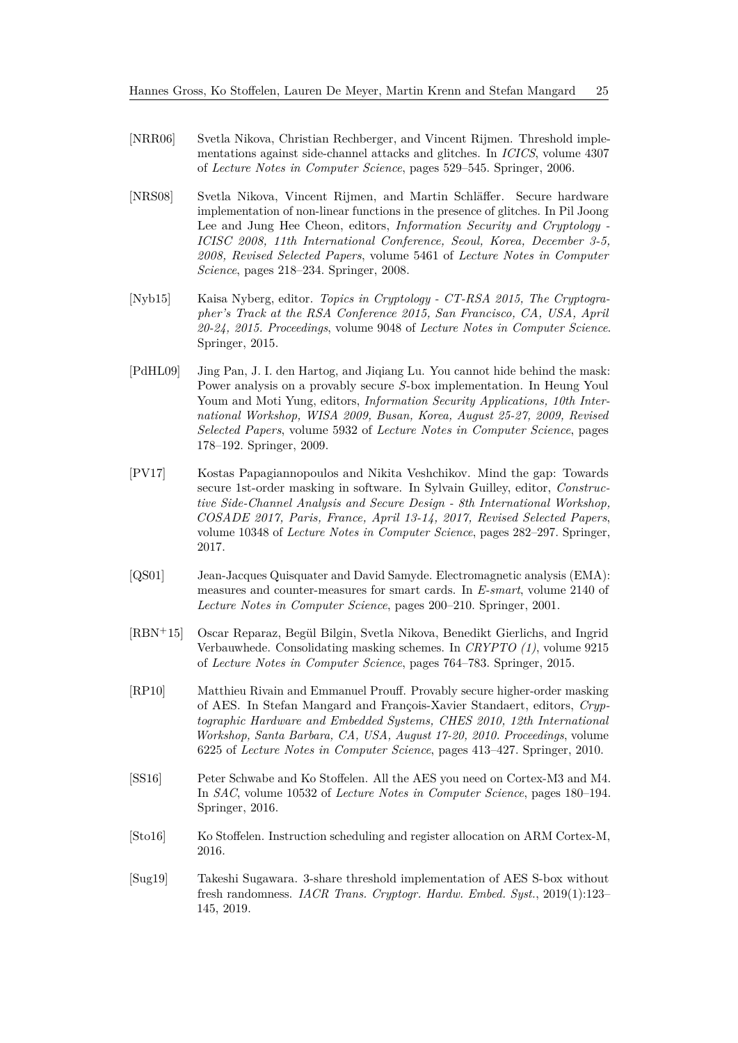[NRR06] Svetla Nikova, Christian Rechberger, and Vincent Rijmen. Threshold implementations against side-channel attacks and glitches. In *ICICS*, volume 4307 of *Lecture Notes in Computer Science*, pages 529–545. Springer, 2006.

[NRS08] Svetla Nikova, Vincent Rijmen, and Martin Schläffer. Secure hardware implementation of non-linear functions in the presence of glitches. In Pil Joong Lee and Jung Hee Cheon, editors, *Information Security and Cryptology - ICISC 2008, 11th International Conference, Seoul, Korea, December 3-5, 2008, Revised Selected Papers*, volume 5461 of *Lecture Notes in Computer Science*, pages 218–234. Springer, 2008.

[Nyb15] Kaisa Nyberg, editor. *Topics in Cryptology - CT-RSA 2015, The Cryptographer's Track at the RSA Conference 2015, San Francisco, CA, USA, April 20-24, 2015. Proceedings*, volume 9048 of *Lecture Notes in Computer Science*. Springer, 2015.

[PdHL09] Jing Pan, J. I. den Hartog, and Jiqiang Lu. You cannot hide behind the mask: Power analysis on a provably secure $S$-box implementation. In Heung Youl Youm and Moti Yung, editors, *Information Security Applications, 10th International Workshop, WISA 2009, Busan, Korea, August 25-27, 2009, Revised Selected Papers*, volume 5932 of *Lecture Notes in Computer Science*, pages 178–192. Springer, 2009.

[PV17] Kostas Papagiannopoulos and Nikita Veshchikov. Mind the gap: Towards secure 1st-order masking in software. In Sylvain Guilley, editor, *Constructive Side-Channel Analysis and Secure Design - 8th International Workshop, COSADE 2017, Paris, France, April 13-14, 2017, Revised Selected Papers*, volume 10348 of *Lecture Notes in Computer Science*, pages 282–297. Springer, 2017.

[QS01] Jean-Jacques Quisquater and David Samyde. Electromagnetic analysis (EMA): measures and counter-measures for smart cards. In *E-smart*, volume 2140 of *Lecture Notes in Computer Science*, pages 200–210. Springer, 2001.

[RBN+15] Oscar Reparaz, Begül Bilgin, Svetla Nikova, Benedikt Gierlichs, and Ingrid Verbauwhede. Consolidating masking schemes. In *CRYPTO (1)*, volume 9215 of *Lecture Notes in Computer Science*, pages 764–783. Springer, 2015.

[RP10] Matthieu Rivain and Emmanuel Prouff. Provably secure higher-order masking of AES. In Stefan Mangard and François-Xavier Standaert, editors, *Cryptographic Hardware and Embedded Systems, CHES 2010, 12th International Workshop, Santa Barbara, CA, USA, August 17-20, 2010. Proceedings*, volume 6225 of *Lecture Notes in Computer Science*, pages 413–427. Springer, 2010.

[SS16] Peter Schwabe and Ko Stoffelen. All the AES you need on Cortex-M3 and M4. In *SAC*, volume 10532 of *Lecture Notes in Computer Science*, pages 180–194. Springer, 2016.

[Sto16] Ko Stoffelen. Instruction scheduling and register allocation on ARM Cortex-M, 2016.

[Sug19] Takeshi Sugawara. 3-share threshold implementation of AES S-box without fresh randomness. *IACR Trans. Cryptogr. Hardw. Embed. Syst.*, 2019(1):123–145, 2019.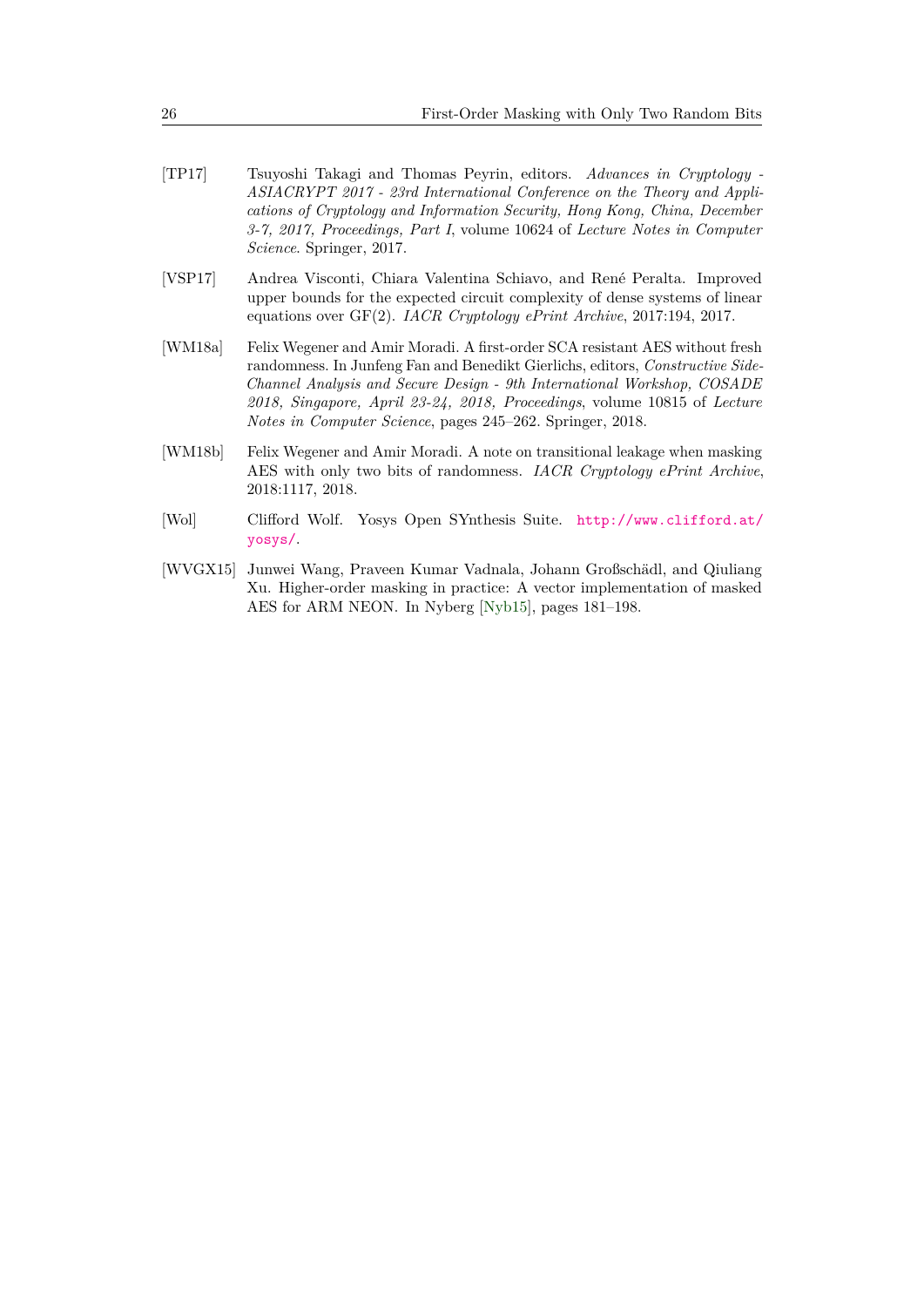[TP17] Tsuyoshi Takagi and Thomas Peyrin, editors. *Advances in Cryptology - ASIACRYPT 2017 - 23rd International Conference on the Theory and Applications of Cryptology and Information Security, Hong Kong, China, December 3-7, 2017, Proceedings, Part I*, volume 10624 of *Lecture Notes in Computer Science*. Springer, 2017.

[VSP17] Andrea Visconti, Chiara Valentina Schiavo, and René Peralta. Improved upper bounds for the expected circuit complexity of dense systems of linear equations over GF(2). *IACR Cryptology ePrint Archive*, 2017:194, 2017.

[WM18a] Felix Wegener and Amir Moradi. A first-order SCA resistant AES without fresh randomness. In Junfeng Fan and Benedikt Gierlichs, editors, *Constructive Side-Channel Analysis and Secure Design - 9th International Workshop, COSADE 2018, Singapore, April 23-24, 2018, Proceedings*, volume 10815 of *Lecture Notes in Computer Science*, pages 245–262. Springer, 2018.

[WM18b] Felix Wegener and Amir Moradi. A note on transitional leakage when masking AES with only two bits of randomness. *IACR Cryptology ePrint Archive*, 2018:1117, 2018.

[Wol] Clifford Wolf. Yosys Open SYnthesis Suite. http://www.clifford.at/yosys/.

[WVGX15] Junwei Wang, Praveen Kumar Vadnala, Johann Großschädl, and Qiuliang Xu. Higher-order masking in practice: A vector implementation of masked AES for ARM NEON. In Nyberg [Nyb15], pages 181–198.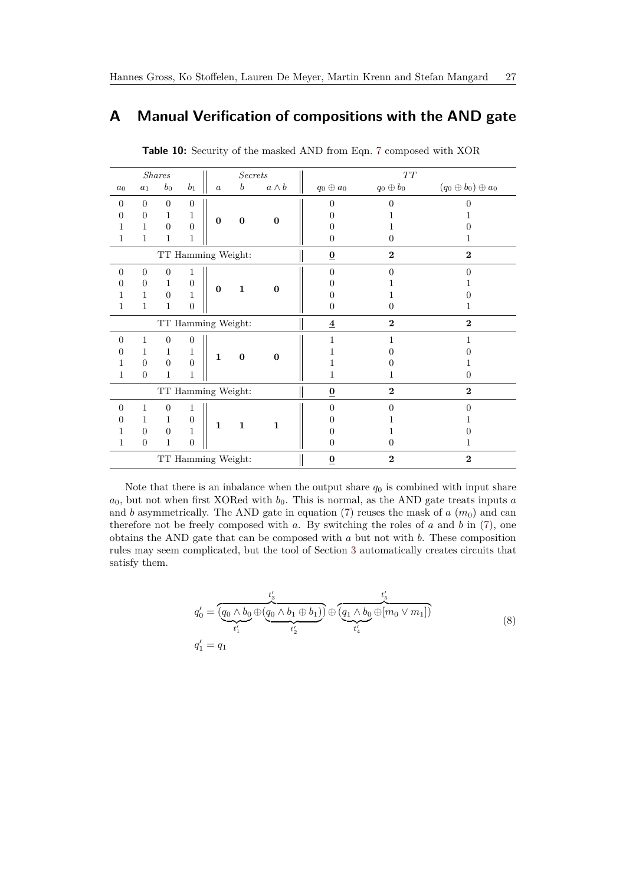# A Manual Verification of compositions with the AND gate

**Table 10:** Security of the masked AND from Eqn. 7 composed with XOR

| *Shares* | | | | *Secrets* | | | *TT* | | |
|---|---|---|---|---|---|---|---|---|---|
| $a_0$ | $a_1$ | $b_0$ | $b_1$ | $a$ | $b$ | $a \wedge b$ | $q_0 \oplus a_0$ | $q_0 \oplus b_0$ | $(q_0 \oplus b_0) \oplus a_0$ |
| 0 | 0 | 0 | 0 | **0** | **0** | **0** | 0 | 0 | 0 |
| 0 | 0 | 1 | 1 | | | | 0 | 1 | 1 |
| 1 | 1 | 0 | 0 | | | | 0 | 1 | 0 |
| 1 | 1 | 1 | 1 | | | | 0 | 0 | 1 |
| TT Hamming Weight: | | | | | | | **<u>0</u>** | **2** | **2** |
| 0 | 0 | 0 | 1 | **0** | **1** | **0** | 0 | 0 | 0 |
| 0 | 0 | 1 | 0 | | | | 0 | 1 | 1 |
| 1 | 1 | 0 | 1 | | | | 0 | 1 | 0 |
| 1 | 1 | 1 | 0 | | | | 0 | 0 | 1 |
| TT Hamming Weight: | | | | | | | **<u>4</u>** | **2** | **2** |
| 0 | 1 | 0 | 0 | **1** | **0** | **0** | 1 | 1 | 1 |
| 0 | 1 | 1 | 1 | | | | 1 | 0 | 0 |
| 1 | 0 | 0 | 0 | | | | 1 | 0 | 1 |
| 1 | 0 | 1 | 1 | | | | 1 | 1 | 0 |
| TT Hamming Weight: | | | | | | | **<u>0</u>** | **2** | **2** |
| 0 | 1 | 0 | 1 | **1** | **1** | **1** | 0 | 0 | 0 |
| 0 | 1 | 1 | 0 | | | | 0 | 1 | 1 |
| 1 | 0 | 0 | 1 | | | | 0 | 1 | 0 |
| 1 | 0 | 1 | 0 | | | | 0 | 0 | 1 |
| TT Hamming Weight: | | | | | | | **<u>0</u>** | **2** | **2** |

Note that there is an inbalance when the output share $q_0$ is combined with input share $a_0$, but not when first XORed with $b_0$. This is normal, as the AND gate treats inputs $a$ and $b$ asymmetrically. The AND gate in equation (7) reuses the mask of $a$ ($m_0$) and can therefore not be freely composed with $a$. By switching the roles of $a$ and $b$ in (7), one obtains the AND gate that can be composed with $a$ but not with $b$. These composition rules may seem complicated, but the tool of Section 3 automatically creates circuits that satisfy them.

$$
\begin{aligned}
q_0' &= \overbrace{(\underbrace{q_0 \wedge b_0}_{t_1'} \oplus \underbrace{(q_0 \wedge b_1 \oplus b_1)}_{t_2'})}^{t_3'} \oplus \overbrace{(\underbrace{q_1 \wedge b_0}_{t_4'} \oplus [m_0 \vee m_1])}^{t_5'} \\
q_1' &= q_1
\end{aligned}
\tag{8}
$$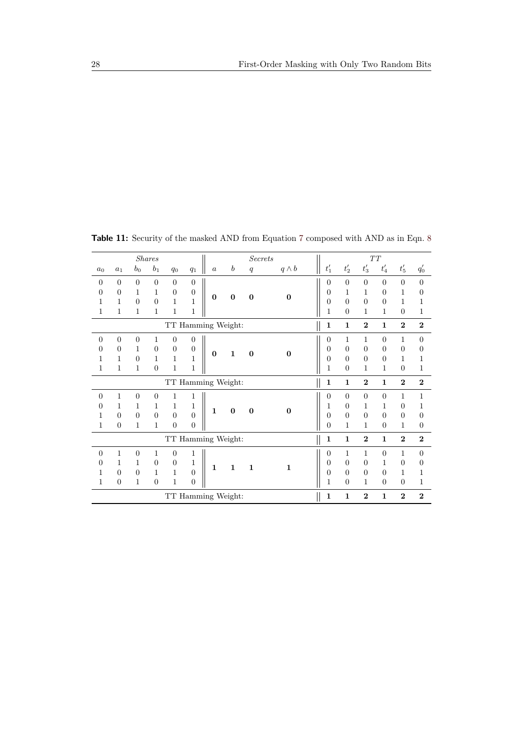**Table 11:** Security of the masked AND from Equation 7 composed with AND as in Eqn. 8

| *Shares* | | | | | | *Secrets* | | | | *TT* | | | | | |
|---|---|---|---|---|---|---|---|---|---|---|---|---|---|---|---|
| $a_0$ | $a_1$ | $b_0$ | $b_1$ | $q_0$ | $q_1$ | $a$ | $b$ | $q$ | $q \wedge b$ | $t'_1$ | $t'_2$ | $t'_3$ | $t'_4$ | $t'_5$ | $q'_0$ |
| 0 | 0 | 0 | 0 | 0 | 0 | **0** | **0** | **0** | **0** | 0 | 0 | 0 | 0 | 0 | 0 |
| 0 | 0 | 1 | 1 | 0 | 0 | | | | | 0 | 1 | 1 | 0 | 1 | 0 |
| 1 | 1 | 0 | 0 | 1 | 1 | | | | | 0 | 0 | 0 | 0 | 1 | 1 |
| 1 | 1 | 1 | 1 | 1 | 1 | | | | | 1 | 0 | 1 | 1 | 0 | 1 |
| TT Hamming Weight: | | | | | | | | | | **1** | **1** | **2** | **1** | **2** | **2** |
| 0 | 0 | 0 | 1 | 0 | 0 | **0** | **1** | **0** | **0** | 0 | 1 | 1 | 0 | 1 | 0 |
| 0 | 0 | 1 | 0 | 0 | 0 | | | | | 0 | 0 | 0 | 0 | 0 | 0 |
| 1 | 1 | 0 | 1 | 1 | 1 | | | | | 0 | 0 | 0 | 0 | 1 | 1 |
| 1 | 1 | 1 | 0 | 1 | 1 | | | | | 1 | 0 | 1 | 1 | 0 | 1 |
| TT Hamming Weight: | | | | | | | | | | **1** | **1** | **2** | **1** | **2** | **2** |
| 0 | 1 | 0 | 0 | 1 | 1 | **1** | **0** | **0** | **0** | 0 | 0 | 0 | 0 | 1 | 1 |
| 0 | 1 | 1 | 1 | 1 | 1 | | | | | 1 | 0 | 1 | 1 | 0 | 1 |
| 1 | 0 | 0 | 0 | 0 | 0 | | | | | 0 | 0 | 0 | 0 | 0 | 0 |
| 1 | 0 | 1 | 1 | 0 | 0 | | | | | 0 | 1 | 1 | 0 | 1 | 0 |
| TT Hamming Weight: | | | | | | | | | | **1** | **1** | **2** | **1** | **2** | **2** |
| 0 | 1 | 0 | 1 | 0 | 1 | **1** | **1** | **1** | **1** | 0 | 1 | 1 | 0 | 1 | 0 |
| 0 | 1 | 1 | 0 | 0 | 1 | | | | | 0 | 0 | 0 | 1 | 0 | 0 |
| 1 | 0 | 0 | 1 | 1 | 0 | | | | | 0 | 0 | 0 | 0 | 1 | 1 |
| 1 | 0 | 1 | 0 | 1 | 0 | | | | | 1 | 0 | 1 | 0 | 0 | 1 |
| TT Hamming Weight: | | | | | | | | | | **1** | **1** | **2** | **1** | **2** | **2** |